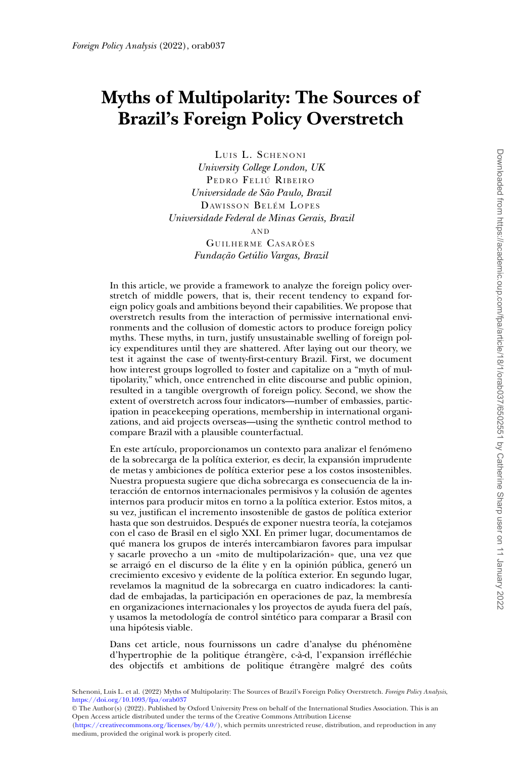*Foreign Policy Analysis* (2022), orab037

# Myths of Multipolarity: The Sources of Brazil's Foreign Policy Overstretch

Luis L. Schenoni
*University College London, UK*
Pedro Feliú Ribeiro
*Universidade de São Paulo, Brazil*
Dawisson Belém Lopes
*Universidade Federal de Minas Gerais, Brazil*
and
Guilherme Casarões
*Fundação Getúlio Vargas, Brazil*

In this article, we provide a framework to analyze the foreign policy overstretch of middle powers, that is, their recent tendency to expand foreign policy goals and ambitions beyond their capabilities. We propose that overstretch results from the interaction of permissive international environments and the collusion of domestic actors to produce foreign policy myths. These myths, in turn, justify unsustainable swelling of foreign policy expenditures until they are shattered. After laying out our theory, we test it against the case of twenty-first-century Brazil. First, we document how interest groups logrolled to foster and capitalize on a "myth of multipolarity," which, once entrenched in elite discourse and public opinion, resulted in a tangible overgrowth of foreign policy. Second, we show the extent of overstretch across four indicators—number of embassies, participation in peacekeeping operations, membership in international organizations, and aid projects overseas—using the synthetic control method to compare Brazil with a plausible counterfactual.

En este artículo, proporcionamos un contexto para analizar el fenómeno de la sobrecarga de la política exterior, es decir, la expansión imprudente de metas y ambiciones de política exterior pese a los costos insostenibles. Nuestra propuesta sugiere que dicha sobrecarga es consecuencia de la interacción de entornos internacionales permisivos y la colusión de agentes internos para producir mitos en torno a la política exterior. Estos mitos, a su vez, justifican el incremento insostenible de gastos de política exterior hasta que son destruidos. Después de exponer nuestra teoría, la cotejamos con el caso de Brasil en el siglo XXI. En primer lugar, documentamos de qué manera los grupos de interés intercambiaron favores para impulsar y sacarle provecho a un «mito de multipolarización» que, una vez que se arraigó en el discurso de la élite y en la opinión pública, generó un crecimiento excesivo y evidente de la política exterior. En segundo lugar, revelamos la magnitud de la sobrecarga en cuatro indicadores: la cantidad de embajadas, la participación en operaciones de paz, la membresía en organizaciones internacionales y los proyectos de ayuda fuera del país, y usamos la metodología de control sintético para comparar a Brasil con una hipótesis viable.

Dans cet article, nous fournissons un cadre d'analyse du phénomène d'hypertrophie de la politique étrangère, c-à-d, l'expansion irréfléchie des objectifs et ambitions de politique étrangère malgré des coûts

Schenoni, Luis L. et al. (2022) Myths of Multipolarity: The Sources of Brazil's Foreign Policy Overstretch. *Foreign Policy Analysis*, https://doi.org/10.1093/fpa/orab037

© The Author(s) (2022). Published by Oxford University Press on behalf of the International Studies Association. This is an Open Access article distributed under the terms of the Creative Commons Attribution License (https://creativecommons.org/licenses/by/4.0/), which permits unrestricted reuse, distribution, and reproduction in any medium, provided the original work is properly cited.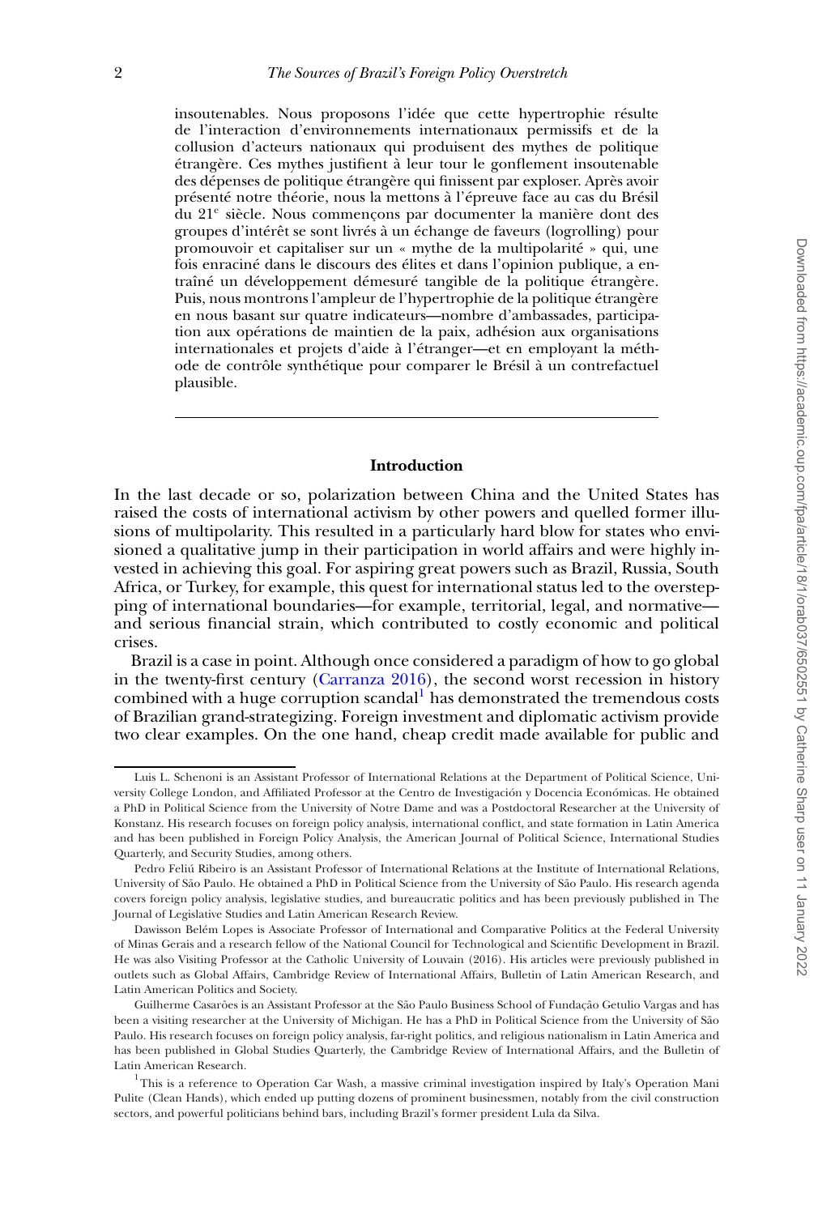insoutenables. Nous proposons l'idée que cette hypertrophie résulte de l'interaction d'environnements internationaux permissifs et de la collusion d'acteurs nationaux qui produisent des mythes de politique étrangère. Ces mythes justifient à leur tour le gonflement insoutenable des dépenses de politique étrangère qui finissent par exploser. Après avoir présenté notre théorie, nous la mettons à l'épreuve face au cas du Brésil du 21e siècle. Nous commençons par documenter la manière dont des groupes d'intérêt se sont livrés à un échange de faveurs (logrolling) pour promouvoir et capitaliser sur un « mythe de la multipolarité » qui, une fois enraciné dans le discours des élites et dans l'opinion publique, a entraîné un développement démesuré tangible de la politique étrangère. Puis, nous montrons l'ampleur de l'hypertrophie de la politique étrangère en nous basant sur quatre indicateurs—nombre d'ambassades, participation aux opérations de maintien de la paix, adhésion aux organisations internationales et projets d'aide à l'étranger—et en employant la méthode de contrôle synthétique pour comparer le Brésil à un contrefactuel plausible.

## Introduction

In the last decade or so, polarization between China and the United States has raised the costs of international activism by other powers and quelled former illusions of multipolarity. This resulted in a particularly hard blow for states who envisioned a qualitative jump in their participation in world affairs and were highly invested in achieving this goal. For aspiring great powers such as Brazil, Russia, South Africa, or Turkey, for example, this quest for international status led to the overstepping of international boundaries—for example, territorial, legal, and normative—and serious financial strain, which contributed to costly economic and political crises.

Brazil is a case in point. Although once considered a paradigm of how to go global in the twenty-first century (Carranza 2016), the second worst recession in history combined with a huge corruption scandal[1] has demonstrated the tremendous costs of Brazilian grand-strategizing. Foreign investment and diplomatic activism provide two clear examples. On the one hand, cheap credit made available for public and

---

Luis L. Schenoni is an Assistant Professor of International Relations at the Department of Political Science, University College London, and Affiliated Professor at the Centro de Investigación y Docencia Económicas. He obtained a PhD in Political Science from the University of Notre Dame and was a Postdoctoral Researcher at the University of Konstanz. His research focuses on foreign policy analysis, international conflict, and state formation in Latin America and has been published in Foreign Policy Analysis, the American Journal of Political Science, International Studies Quarterly, and Security Studies, among others.

Pedro Feliú Ribeiro is an Assistant Professor of International Relations at the Institute of International Relations, University of São Paulo. He obtained a PhD in Political Science from the University of São Paulo. His research agenda covers foreign policy analysis, legislative studies, and bureaucratic politics and has been previously published in The Journal of Legislative Studies and Latin American Research Review.

Dawisson Belém Lopes is Associate Professor of International and Comparative Politics at the Federal University of Minas Gerais and a research fellow of the National Council for Technological and Scientific Development in Brazil. He was also Visiting Professor at the Catholic University of Louvain (2016). His articles were previously published in outlets such as Global Affairs, Cambridge Review of International Affairs, Bulletin of Latin American Research, and Latin American Politics and Society.

Guilherme Casarões is an Assistant Professor at the São Paulo Business School of Fundação Getulio Vargas and has been a visiting researcher at the University of Michigan. He has a PhD in Political Science from the University of São Paulo. His research focuses on foreign policy analysis, far-right politics, and religious nationalism in Latin America and has been published in Global Studies Quarterly, the Cambridge Review of International Affairs, and the Bulletin of Latin American Research.

[1] This is a reference to Operation Car Wash, a massive criminal investigation inspired by Italy's Operation Mani Pulite (Clean Hands), which ended up putting dozens of prominent businessmen, notably from the civil construction sectors, and powerful politicians behind bars, including Brazil's former president Lula da Silva.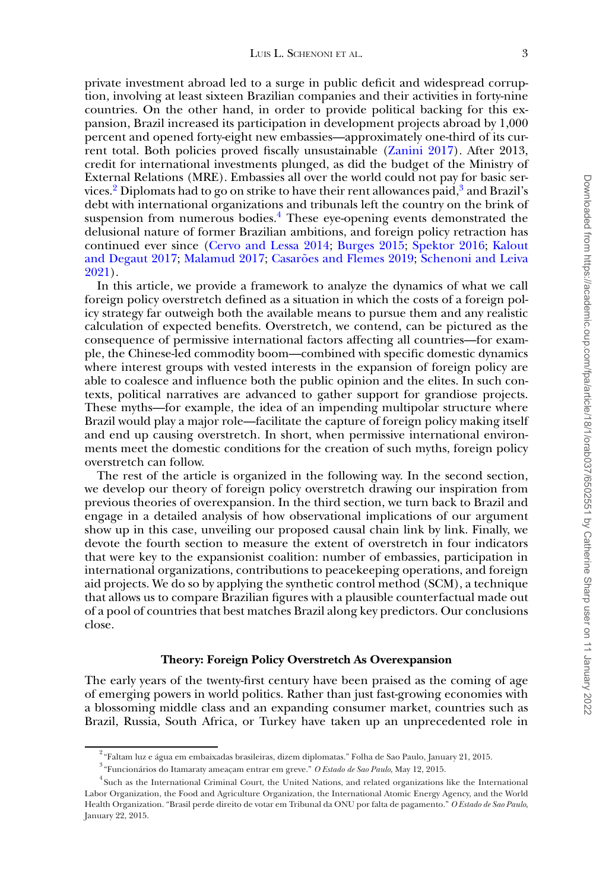private investment abroad led to a surge in public deficit and widespread corruption, involving at least sixteen Brazilian companies and their activities in forty-nine countries. On the other hand, in order to provide political backing for this expansion, Brazil increased its participation in development projects abroad by 1,000 percent and opened forty-eight new embassies—approximately one-third of its current total. Both policies proved fiscally unsustainable (Zanini 2017). After 2013, credit for international investments plunged, as did the budget of the Ministry of External Relations (MRE). Embassies all over the world could not pay for basic services.[2] Diplomats had to go on strike to have their rent allowances paid,[3] and Brazil's debt with international organizations and tribunals left the country on the brink of suspension from numerous bodies.[4] These eye-opening events demonstrated the delusional nature of former Brazilian ambitions, and foreign policy retraction has continued ever since (Cervo and Lessa 2014; Burges 2015; Spektor 2016; Kalout and Degaut 2017; Malamud 2017; Casarões and Flemes 2019; Schenoni and Leiva 2021).

In this article, we provide a framework to analyze the dynamics of what we call foreign policy overstretch defined as a situation in which the costs of a foreign policy strategy far outweigh both the available means to pursue them and any realistic calculation of expected benefits. Overstretch, we contend, can be pictured as the consequence of permissive international factors affecting all countries—for example, the Chinese-led commodity boom—combined with specific domestic dynamics where interest groups with vested interests in the expansion of foreign policy are able to coalesce and influence both the public opinion and the elites. In such contexts, political narratives are advanced to gather support for grandiose projects. These myths—for example, the idea of an impending multipolar structure where Brazil would play a major role—facilitate the capture of foreign policy making itself and end up causing overstretch. In short, when permissive international environments meet the domestic conditions for the creation of such myths, foreign policy overstretch can follow.

The rest of the article is organized in the following way. In the second section, we develop our theory of foreign policy overstretch drawing our inspiration from previous theories of overexpansion. In the third section, we turn back to Brazil and engage in a detailed analysis of how observational implications of our argument show up in this case, unveiling our proposed causal chain link by link. Finally, we devote the fourth section to measure the extent of overstretch in four indicators that were key to the expansionist coalition: number of embassies, participation in international organizations, contributions to peacekeeping operations, and foreign aid projects. We do so by applying the synthetic control method (SCM), a technique that allows us to compare Brazilian figures with a plausible counterfactual made out of a pool of countries that best matches Brazil along key predictors. Our conclusions close.

## Theory: Foreign Policy Overstretch As Overexpansion

The early years of the twenty-first century have been praised as the coming of age of emerging powers in world politics. Rather than just fast-growing economies with a blossoming middle class and an expanding consumer market, countries such as Brazil, Russia, South Africa, or Turkey have taken up an unprecedented role in

---

[2] "Faltam luz e água em embaixadas brasileiras, dizem diplomatas." Folha de Sao Paulo, January 21, 2015.

[3] "Funcionários do Itamaraty ameaçam entrar em greve." *O Estado de Sao Paulo*, May 12, 2015.

[4] Such as the International Criminal Court, the United Nations, and related organizations like the International Labor Organization, the Food and Agriculture Organization, the International Atomic Energy Agency, and the World Health Organization. "Brasil perde direito de votar em Tribunal da ONU por falta de pagamento." *O Estado de Sao Paulo*, January 22, 2015.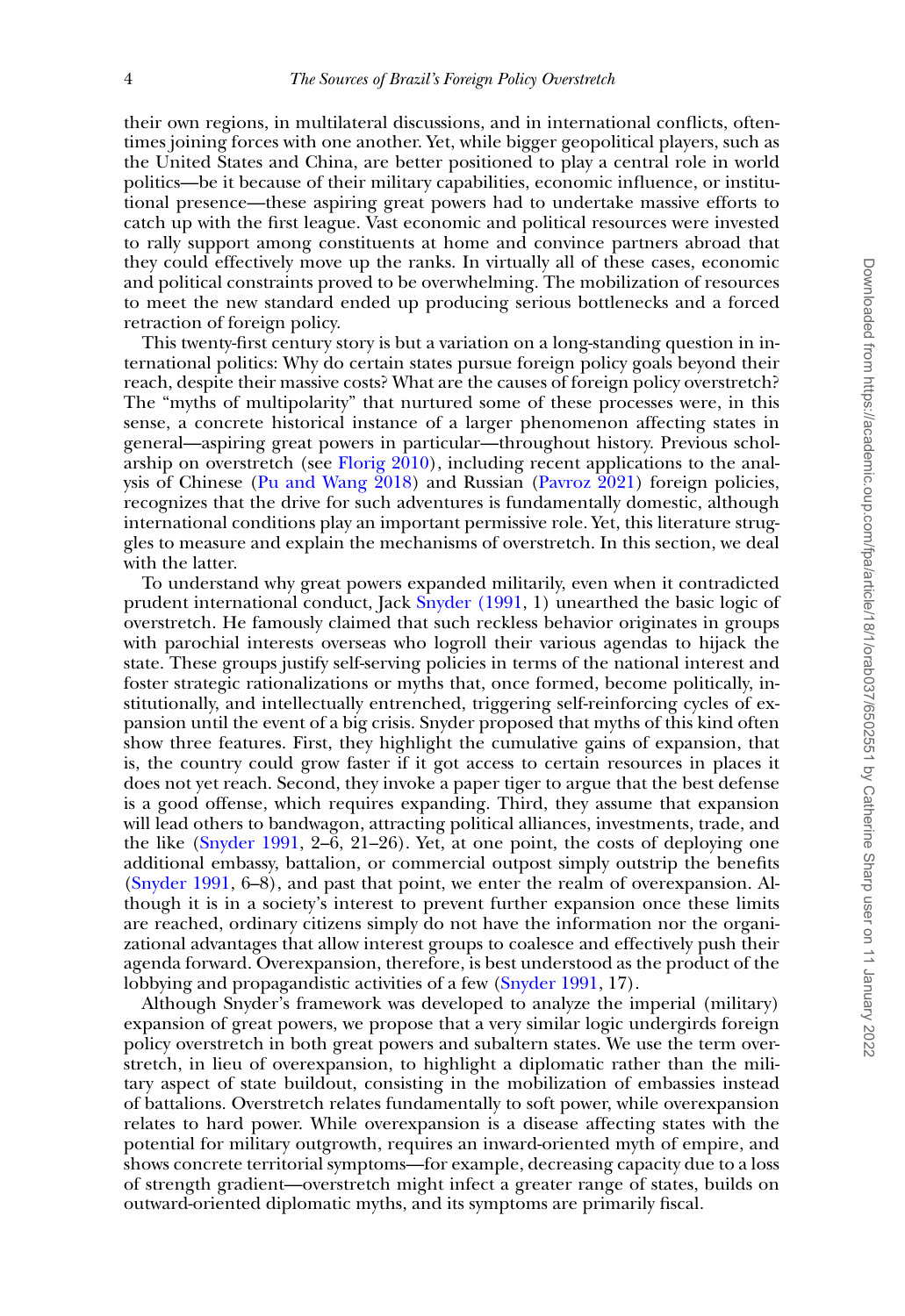their own regions, in multilateral discussions, and in international conflicts, oftentimes joining forces with one another. Yet, while bigger geopolitical players, such as the United States and China, are better positioned to play a central role in world politics—be it because of their military capabilities, economic influence, or institutional presence—these aspiring great powers had to undertake massive efforts to catch up with the first league. Vast economic and political resources were invested to rally support among constituents at home and convince partners abroad that they could effectively move up the ranks. In virtually all of these cases, economic and political constraints proved to be overwhelming. The mobilization of resources to meet the new standard ended up producing serious bottlenecks and a forced retraction of foreign policy.

This twenty-first century story is but a variation on a long-standing question in international politics: Why do certain states pursue foreign policy goals beyond their reach, despite their massive costs? What are the causes of foreign policy overstretch? The "myths of multipolarity" that nurtured some of these processes were, in this sense, a concrete historical instance of a larger phenomenon affecting states in general—aspiring great powers in particular—throughout history. Previous scholarship on overstretch (see Florig 2010), including recent applications to the analysis of Chinese (Pu and Wang 2018) and Russian (Pavroz 2021) foreign policies, recognizes that the drive for such adventures is fundamentally domestic, although international conditions play an important permissive role. Yet, this literature struggles to measure and explain the mechanisms of overstretch. In this section, we deal with the latter.

To understand why great powers expanded militarily, even when it contradicted prudent international conduct, Jack Snyder (1991, 1) unearthed the basic logic of overstretch. He famously claimed that such reckless behavior originates in groups with parochial interests overseas who logroll their various agendas to hijack the state. These groups justify self-serving policies in terms of the national interest and foster strategic rationalizations or myths that, once formed, become politically, institutionally, and intellectually entrenched, triggering self-reinforcing cycles of expansion until the event of a big crisis. Snyder proposed that myths of this kind often show three features. First, they highlight the cumulative gains of expansion, that is, the country could grow faster if it got access to certain resources in places it does not yet reach. Second, they invoke a paper tiger to argue that the best defense is a good offense, which requires expanding. Third, they assume that expansion will lead others to bandwagon, attracting political alliances, investments, trade, and the like (Snyder 1991, 2–6, 21–26). Yet, at one point, the costs of deploying one additional embassy, battalion, or commercial outpost simply outstrip the benefits (Snyder 1991, 6–8), and past that point, we enter the realm of overexpansion. Although it is in a society's interest to prevent further expansion once these limits are reached, ordinary citizens simply do not have the information nor the organizational advantages that allow interest groups to coalesce and effectively push their agenda forward. Overexpansion, therefore, is best understood as the product of the lobbying and propagandistic activities of a few (Snyder 1991, 17).

Although Snyder's framework was developed to analyze the imperial (military) expansion of great powers, we propose that a very similar logic undergirds foreign policy overstretch in both great powers and subaltern states. We use the term overstretch, in lieu of overexpansion, to highlight a diplomatic rather than the military aspect of state buildout, consisting in the mobilization of embassies instead of battalions. Overstretch relates fundamentally to soft power, while overexpansion relates to hard power. While overexpansion is a disease affecting states with the potential for military outgrowth, requires an inward-oriented myth of empire, and shows concrete territorial symptoms—for example, decreasing capacity due to a loss of strength gradient—overstretch might infect a greater range of states, builds on outward-oriented diplomatic myths, and its symptoms are primarily fiscal.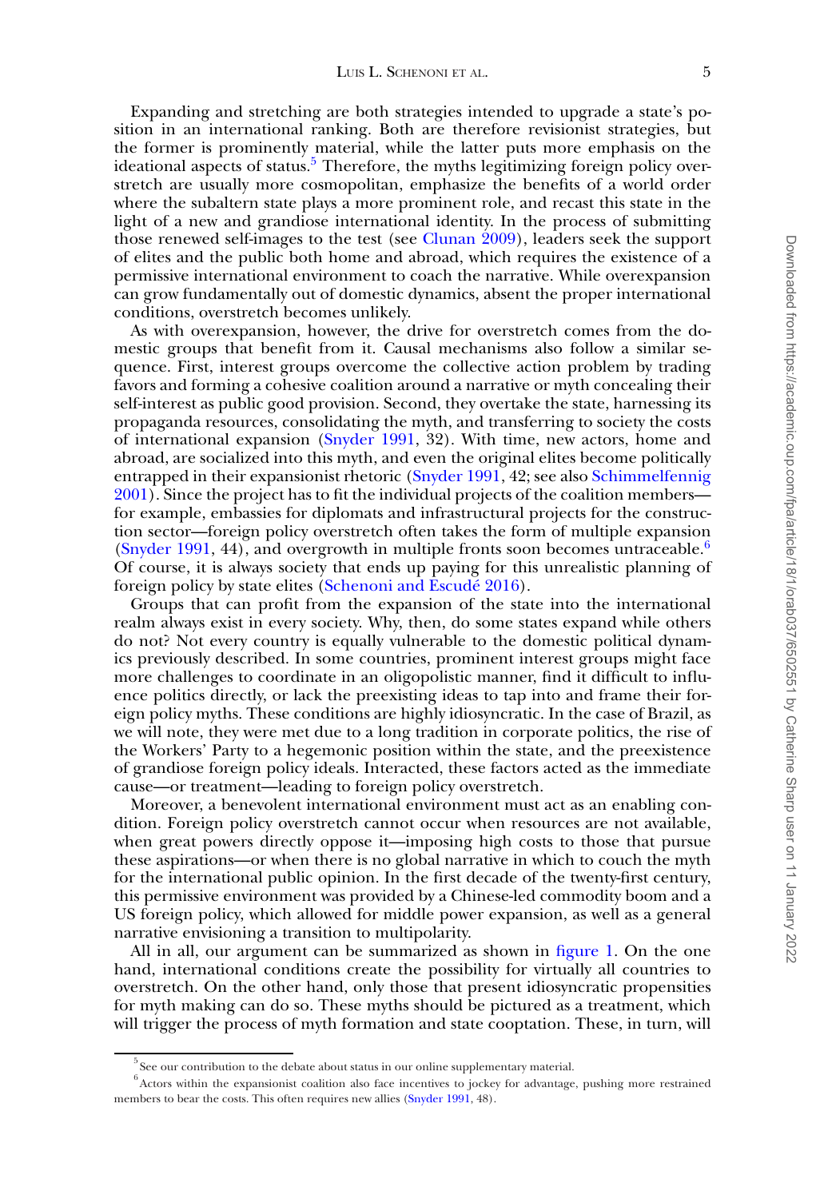Expanding and stretching are both strategies intended to upgrade a state's position in an international ranking. Both are therefore revisionist strategies, but the former is prominently material, while the latter puts more emphasis on the ideational aspects of status.[5] Therefore, the myths legitimizing foreign policy overstretch are usually more cosmopolitan, emphasize the benefits of a world order where the subaltern state plays a more prominent role, and recast this state in the light of a new and grandiose international identity. In the process of submitting those renewed self-images to the test (see Clunan 2009), leaders seek the support of elites and the public both home and abroad, which requires the existence of a permissive international environment to coach the narrative. While overexpansion can grow fundamentally out of domestic dynamics, absent the proper international conditions, overstretch becomes unlikely.

As with overexpansion, however, the drive for overstretch comes from the domestic groups that benefit from it. Causal mechanisms also follow a similar sequence. First, interest groups overcome the collective action problem by trading favors and forming a cohesive coalition around a narrative or myth concealing their self-interest as public good provision. Second, they overtake the state, harnessing its propaganda resources, consolidating the myth, and transferring to society the costs of international expansion (Snyder 1991, 32). With time, new actors, home and abroad, are socialized into this myth, and even the original elites become politically entrapped in their expansionist rhetoric (Snyder 1991, 42; see also Schimmelfennig 2001). Since the project has to fit the individual projects of the coalition members—for example, embassies for diplomats and infrastructural projects for the construction sector—foreign policy overstretch often takes the form of multiple expansion (Snyder 1991, 44), and overgrowth in multiple fronts soon becomes untraceable.[6] Of course, it is always society that ends up paying for this unrealistic planning of foreign policy by state elites (Schenoni and Escudé 2016).

Groups that can profit from the expansion of the state into the international realm always exist in every society. Why, then, do some states expand while others do not? Not every country is equally vulnerable to the domestic political dynamics previously described. In some countries, prominent interest groups might face more challenges to coordinate in an oligopolistic manner, find it difficult to influence politics directly, or lack the preexisting ideas to tap into and frame their foreign policy myths. These conditions are highly idiosyncratic. In the case of Brazil, as we will note, they were met due to a long tradition in corporate politics, the rise of the Workers' Party to a hegemonic position within the state, and the preexistence of grandiose foreign policy ideals. Interacted, these factors acted as the immediate cause—or treatment—leading to foreign policy overstretch.

Moreover, a benevolent international environment must act as an enabling condition. Foreign policy overstretch cannot occur when resources are not available, when great powers directly oppose it—imposing high costs to those that pursue these aspirations—or when there is no global narrative in which to couch the myth for the international public opinion. In the first decade of the twenty-first century, this permissive environment was provided by a Chinese-led commodity boom and a US foreign policy, which allowed for middle power expansion, as well as a general narrative envisioning a transition to multipolarity.

All in all, our argument can be summarized as shown in figure 1. On the one hand, international conditions create the possibility for virtually all countries to overstretch. On the other hand, only those that present idiosyncratic propensities for myth making can do so. These myths should be pictured as a treatment, which will trigger the process of myth formation and state cooptation. These, in turn, will

---

[5] See our contribution to the debate about status in our online supplementary material.

[6] Actors within the expansionist coalition also face incentives to jockey for advantage, pushing more restrained members to bear the costs. This often requires new allies (Snyder 1991, 48).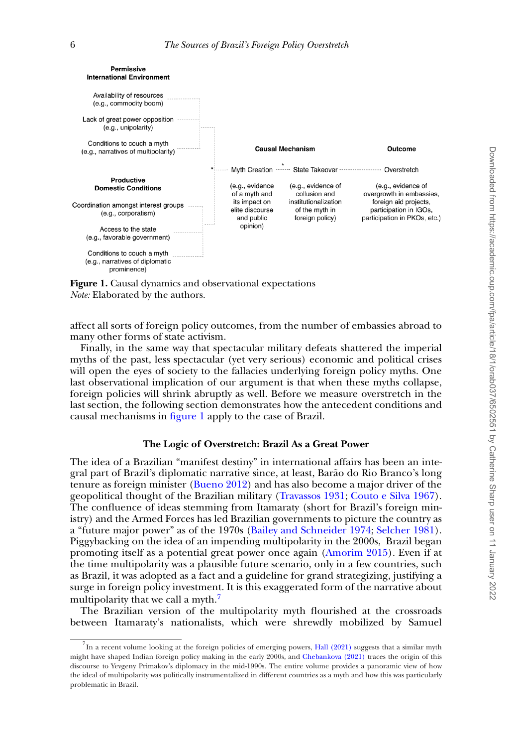**Permissive International Environment**

Availability of resources (e.g., commodity boom)

Lack of great power opposition (e.g., unipolarity)

Conditions to couch a myth (e.g., narratives of multipolarity)

**Productive Domestic Conditions**

Coordination amongst interest groups (e.g., corporatism)

Access to the state (e.g., favorable government)

Conditions to couch a myth (e.g., narratives of diplomatic prominence)

| | **Causal Mechanism** | | **Outcome** |
|---|---|---|---|
| * | Myth Creation * | State Takeover | Overstretch |
| | (e.g., evidence of a myth and its impact on elite discourse and public opinion) | (e.g., evidence of collusion and institutionalization of the myth in foreign policy) | (e.g., evidence of overgrowth in embassies, foreign aid projects, participation in IGOs, participation in PKOs, etc.) |

**Figure 1.** Causal dynamics and observational expectations
*Note:* Elaborated by the authors.

affect all sorts of foreign policy outcomes, from the number of embassies abroad to many other forms of state activism.

Finally, in the same way that spectacular military defeats shattered the imperial myths of the past, less spectacular (yet very serious) economic and political crises will open the eyes of society to the fallacies underlying foreign policy myths. One last observational implication of our argument is that when these myths collapse, foreign policies will shrink abruptly as well. Before we measure overstretch in the last section, the following section demonstrates how the antecedent conditions and causal mechanisms in figure 1 apply to the case of Brazil.

## The Logic of Overstretch: Brazil As a Great Power

The idea of a Brazilian "manifest destiny" in international affairs has been an integral part of Brazil's diplomatic narrative since, at least, Barão do Rio Branco's long tenure as foreign minister (Bueno 2012) and has also become a major driver of the geopolitical thought of the Brazilian military (Travassos 1931; Couto e Silva 1967). The confluence of ideas stemming from Itamaraty (short for Brazil's foreign ministry) and the Armed Forces has led Brazilian governments to picture the country as a "future major power" as of the 1970s (Bailey and Schneider 1974; Selcher 1981). Piggybacking on the idea of an impending multipolarity in the 2000s, Brazil began promoting itself as a potential great power once again (Amorim 2015). Even if at the time multipolarity was a plausible future scenario, only in a few countries, such as Brazil, it was adopted as a fact and a guideline for grand strategizing, justifying a surge in foreign policy investment. It is this exaggerated form of the narrative about multipolarity that we call a myth.[7]

The Brazilian version of the multipolarity myth flourished at the crossroads between Itamaraty's nationalists, which were shrewdly mobilized by Samuel

[7] In a recent volume looking at the foreign policies of emerging powers, Hall (2021) suggests that a similar myth might have shaped Indian foreign policy making in the early 2000s, and Chebankova (2021) traces the origin of this discourse to Yevgeny Primakov's diplomacy in the mid-1990s. The entire volume provides a panoramic view of how the ideal of multipolarity was politically instrumentalized in different countries as a myth and how this was particularly problematic in Brazil.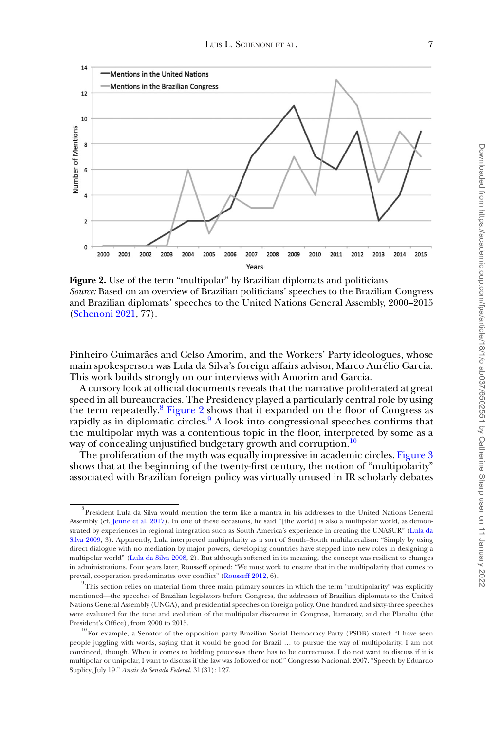**Figure 2.** Use of the term "multipolar" by Brazilian diplomats and politicians
*Source:* Based on an overview of Brazilian politicians' speeches to the Brazilian Congress and Brazilian diplomats' speeches to the United Nations General Assembly, 2000–2015 (Schenoni 2021, 77).

Pinheiro Guimarães and Celso Amorim, and the Workers' Party ideologues, whose main spokesperson was Lula da Silva's foreign affairs advisor, Marco Aurélio Garcia. This work builds strongly on our interviews with Amorim and Garcia.

A cursory look at official documents reveals that the narrative proliferated at great speed in all bureaucracies. The Presidency played a particularly central role by using the term repeatedly.[8] Figure 2 shows that it expanded on the floor of Congress as rapidly as in diplomatic circles.[9] A look into congressional speeches confirms that the multipolar myth was a contentious topic in the floor, interpreted by some as a way of concealing unjustified budgetary growth and corruption.[10]

The proliferation of the myth was equally impressive in academic circles. Figure 3 shows that at the beginning of the twenty-first century, the notion of "multipolarity" associated with Brazilian foreign policy was virtually unused in IR scholarly debates

---

[8] President Lula da Silva would mention the term like a mantra in his addresses to the United Nations General Assembly (cf. Jenne et al. 2017). In one of these occasions, he said "[the world] is also a multipolar world, as demonstrated by experiences in regional integration such as South America's experience in creating the UNASUR" (Lula da Silva 2009, 3). Apparently, Lula interpreted multipolarity as a sort of South–South multilateralism: "Simply by using direct dialogue with no mediation by major powers, developing countries have stepped into new roles in designing a multipolar world" (Lula da Silva 2008, 2). But although softened in its meaning, the concept was resilient to changes in administrations. Four years later, Rousseff opined: "We must work to ensure that in the multipolarity that comes to prevail, cooperation predominates over conflict" (Rousseff 2012, 6).

[9] This section relies on material from three main primary sources in which the term "multipolarity" was explicitly mentioned—the speeches of Brazilian legislators before Congress, the addresses of Brazilian diplomats to the United Nations General Assembly (UNGA), and presidential speeches on foreign policy. One hundred and sixty-three speeches were evaluated for the tone and evolution of the multipolar discourse in Congress, Itamaraty, and the Planalto (the President's Office), from 2000 to 2015.

[10] For example, a Senator of the opposition party Brazilian Social Democracy Party (PSDB) stated: "I have seen people juggling with words, saying that it would be good for Brazil … to pursue the way of multipolarity. I am not convinced, though. When it comes to bidding processes there has to be correctness. I do not want to discuss if it is multipolar or unipolar, I want to discuss if the law was followed or not!" Congresso Nacional. 2007. "Speech by Eduardo Suplicy, July 19." *Anais do Senado Federal.* 31(31): 127.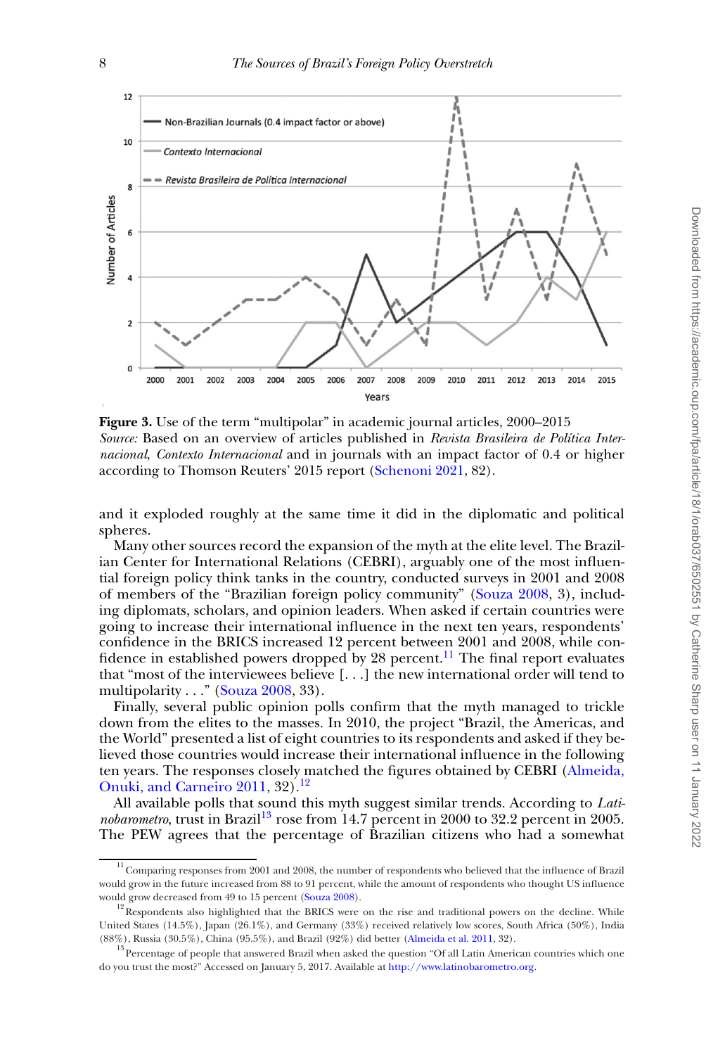**Figure 3.** Use of the term "multipolar" in academic journal articles, 2000–2015
*Source:* Based on an overview of articles published in *Revista Brasileira de Política Internacional*, *Contexto Internacional* and in journals with an impact factor of 0.4 or higher according to Thomson Reuters' 2015 report (Schenoni 2021, 82).

and it exploded roughly at the same time it did in the diplomatic and political spheres.

Many other sources record the expansion of the myth at the elite level. The Brazilian Center for International Relations (CEBRI), arguably one of the most influential foreign policy think tanks in the country, conducted surveys in 2001 and 2008 of members of the "Brazilian foreign policy community" (Souza 2008, 3), including diplomats, scholars, and opinion leaders. When asked if certain countries were going to increase their international influence in the next ten years, respondents' confidence in the BRICS increased 12 percent between 2001 and 2008, while confidence in established powers dropped by 28 percent.[11] The final report evaluates that "most of the interviewees believe [. . .] the new international order will tend to multipolarity . . ." (Souza 2008, 33).

Finally, several public opinion polls confirm that the myth managed to trickle down from the elites to the masses. In 2010, the project "Brazil, the Americas, and the World" presented a list of eight countries to its respondents and asked if they believed those countries would increase their international influence in the following ten years. The responses closely matched the figures obtained by CEBRI (Almeida, Onuki, and Carneiro 2011, 32).[12]

All available polls that sound this myth suggest similar trends. According to *Latinobarometro*, trust in Brazil[13] rose from 14.7 percent in 2000 to 32.2 percent in 2005. The PEW agrees that the percentage of Brazilian citizens who had a somewhat

[11] Comparing responses from 2001 and 2008, the number of respondents who believed that the influence of Brazil would grow in the future increased from 88 to 91 percent, while the amount of respondents who thought US influence would grow decreased from 49 to 15 percent (Souza 2008).

[12] Respondents also highlighted that the BRICS were on the rise and traditional powers on the decline. While United States (14.5%), Japan (26.1%), and Germany (33%) received relatively low scores, South Africa (50%), India (88%), Russia (30.5%), China (95.5%), and Brazil (92%) did better (Almeida et al. 2011, 32).

[13] Percentage of people that answered Brazil when asked the question "Of all Latin American countries which one do you trust the most?" Accessed on January 5, 2017. Available at http://www.latinobarometro.org.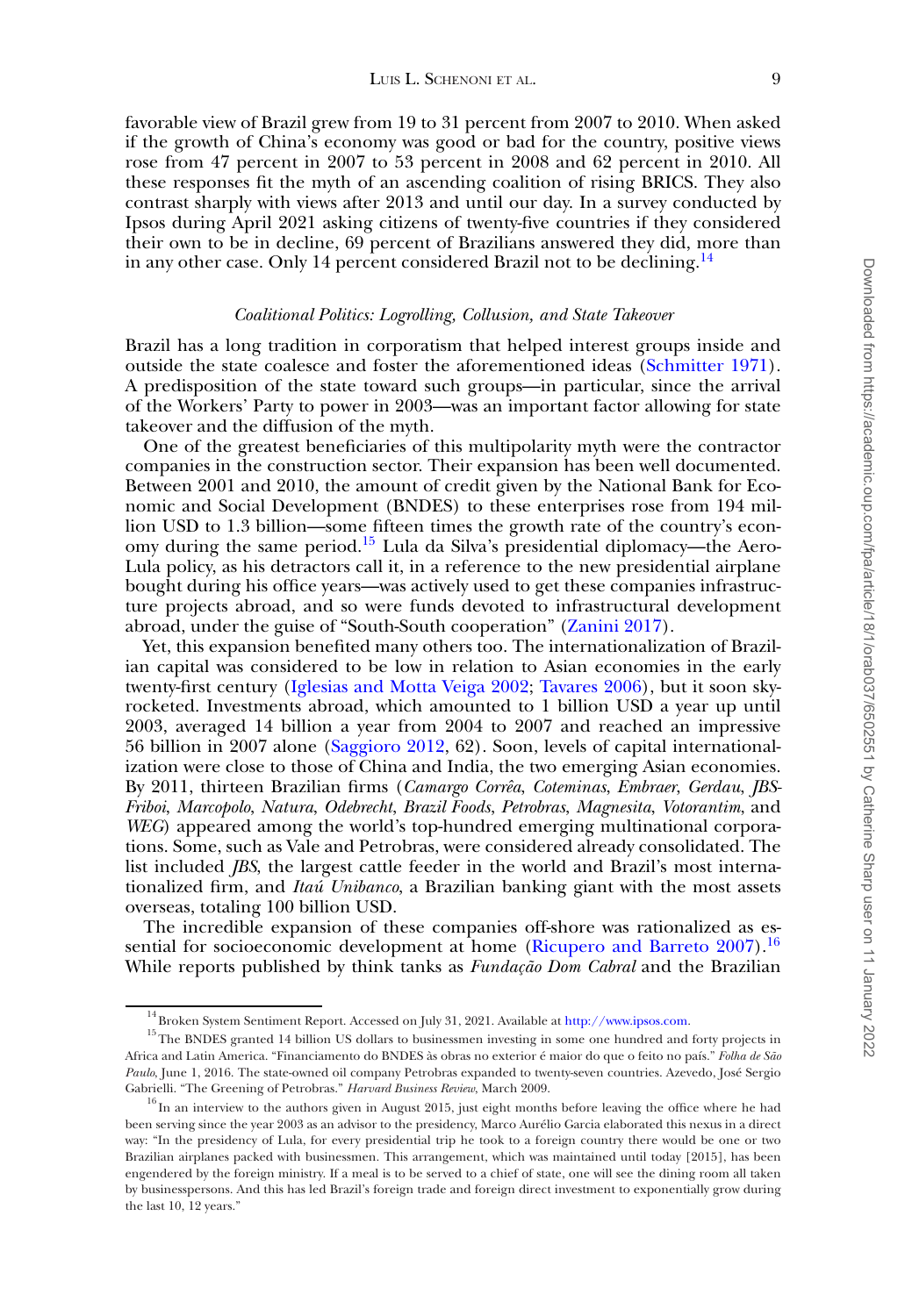favorable view of Brazil grew from 19 to 31 percent from 2007 to 2010. When asked if the growth of China's economy was good or bad for the country, positive views rose from 47 percent in 2007 to 53 percent in 2008 and 62 percent in 2010. All these responses fit the myth of an ascending coalition of rising BRICS. They also contrast sharply with views after 2013 and until our day. In a survey conducted by Ipsos during April 2021 asking citizens of twenty-five countries if they considered their own to be in decline, 69 percent of Brazilians answered they did, more than in any other case. Only 14 percent considered Brazil not to be declining.[14]

### *Coalitional Politics: Logrolling, Collusion, and State Takeover*

Brazil has a long tradition in corporatism that helped interest groups inside and outside the state coalesce and foster the aforementioned ideas (Schmitter 1971). A predisposition of the state toward such groups—in particular, since the arrival of the Workers' Party to power in 2003—was an important factor allowing for state takeover and the diffusion of the myth.

One of the greatest beneficiaries of this multipolarity myth were the contractor companies in the construction sector. Their expansion has been well documented. Between 2001 and 2010, the amount of credit given by the National Bank for Economic and Social Development (BNDES) to these enterprises rose from 194 million USD to 1.3 billion—some fifteen times the growth rate of the country's economy during the same period.[15] Lula da Silva's presidential diplomacy—the Aero-Lula policy, as his detractors call it, in a reference to the new presidential airplane bought during his office years—was actively used to get these companies infrastructure projects abroad, and so were funds devoted to infrastructural development abroad, under the guise of "South-South cooperation" (Zanini 2017).

Yet, this expansion benefited many others too. The internationalization of Brazilian capital was considered to be low in relation to Asian economies in the early twenty-first century (Iglesias and Motta Veiga 2002; Tavares 2006), but it soon skyrocketed. Investments abroad, which amounted to 1 billion USD a year up until 2003, averaged 14 billion a year from 2004 to 2007 and reached an impressive 56 billion in 2007 alone (Saggioro 2012, 62). Soon, levels of capital internationalization were close to those of China and India, the two emerging Asian economies. By 2011, thirteen Brazilian firms (*Camargo Corrêa*, *Coteminas*, *Embraer*, *Gerdau*, *JBS-Friboi*, *Marcopolo*, *Natura*, *Odebrecht*, *Brazil Foods*, *Petrobras*, *Magnesita*, *Votorantim*, and *WEG*) appeared among the world's top-hundred emerging multinational corporations. Some, such as Vale and Petrobras, were considered already consolidated. The list included *JBS*, the largest cattle feeder in the world and Brazil's most internationalized firm, and *Itaú Unibanco*, a Brazilian banking giant with the most assets overseas, totaling 100 billion USD.

The incredible expansion of these companies off-shore was rationalized as essential for socioeconomic development at home (Ricupero and Barreto 2007).[16] While reports published by think tanks as *Fundação Dom Cabral* and the Brazilian

---

[14] Broken System Sentiment Report. Accessed on July 31, 2021. Available at http://www.ipsos.com.

[15] The BNDES granted 14 billion US dollars to businessmen investing in some one hundred and forty projects in Africa and Latin America. "Financiamento do BNDES às obras no exterior é maior do que o feito no país." *Folha de São Paulo*, June 1, 2016. The state-owned oil company Petrobras expanded to twenty-seven countries. Azevedo, José Sergio Gabrielli. "The Greening of Petrobras." *Harvard Business Review*, March 2009.

[16] In an interview to the authors given in August 2015, just eight months before leaving the office where he had been serving since the year 2003 as an advisor to the presidency, Marco Aurélio Garcia elaborated this nexus in a direct way: "In the presidency of Lula, for every presidential trip he took to a foreign country there would be one or two Brazilian airplanes packed with businessmen. This arrangement, which was maintained until today [2015], has been engendered by the foreign ministry. If a meal is to be served to a chief of state, one will see the dining room all taken by businesspersons. And this has led Brazil's foreign trade and foreign direct investment to exponentially grow during the last 10, 12 years."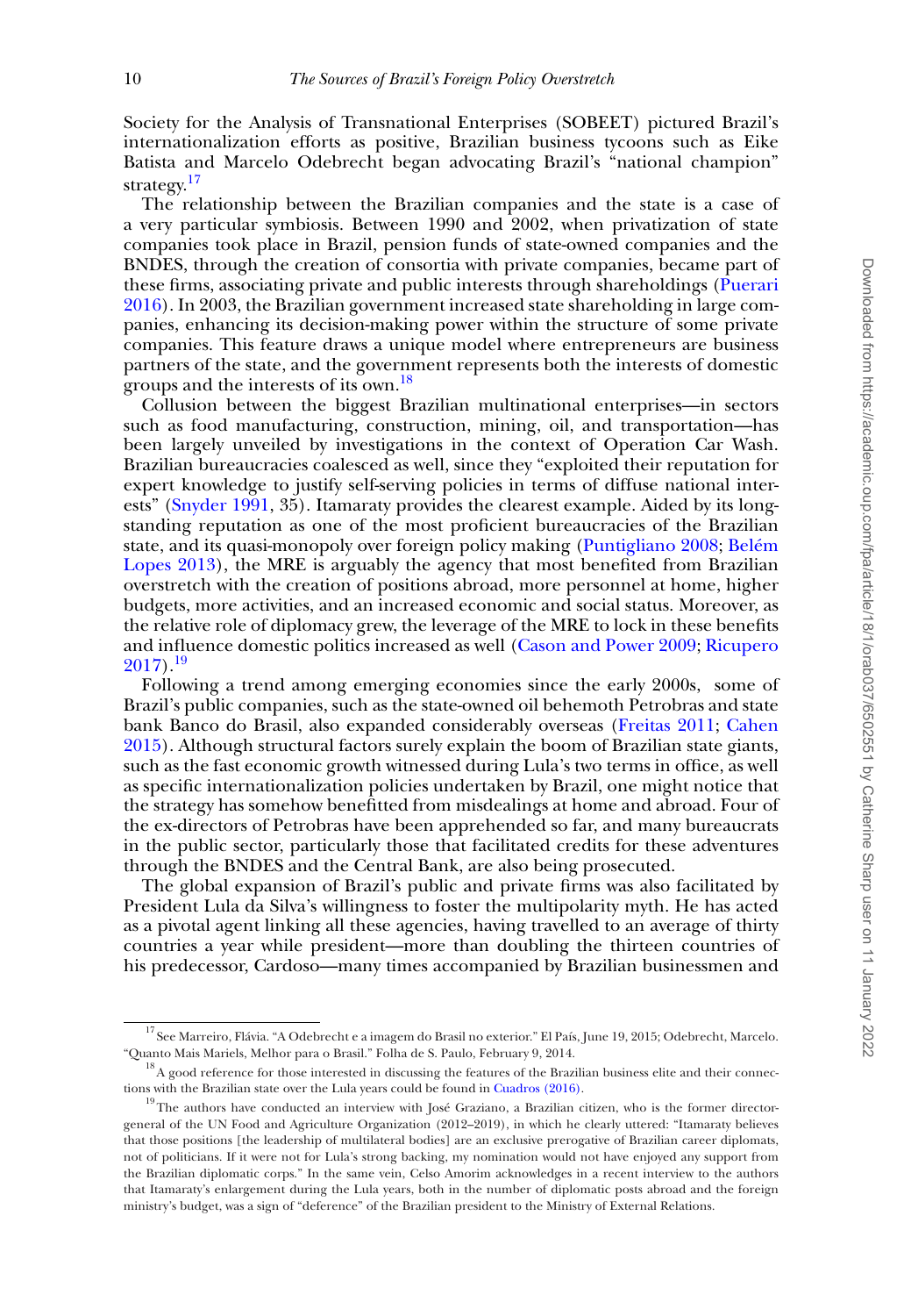Society for the Analysis of Transnational Enterprises (SOBEET) pictured Brazil's internationalization efforts as positive, Brazilian business tycoons such as Eike Batista and Marcelo Odebrecht began advocating Brazil's "national champion" strategy.[17]

The relationship between the Brazilian companies and the state is a case of a very particular symbiosis. Between 1990 and 2002, when privatization of state companies took place in Brazil, pension funds of state-owned companies and the BNDES, through the creation of consortia with private companies, became part of these firms, associating private and public interests through shareholdings (Puerari 2016). In 2003, the Brazilian government increased state shareholding in large companies, enhancing its decision-making power within the structure of some private companies. This feature draws a unique model where entrepreneurs are business partners of the state, and the government represents both the interests of domestic groups and the interests of its own.[18]

Collusion between the biggest Brazilian multinational enterprises—in sectors such as food manufacturing, construction, mining, oil, and transportation—has been largely unveiled by investigations in the context of Operation Car Wash. Brazilian bureaucracies coalesced as well, since they "exploited their reputation for expert knowledge to justify self-serving policies in terms of diffuse national interests" (Snyder 1991, 35). Itamaraty provides the clearest example. Aided by its longstanding reputation as one of the most proficient bureaucracies of the Brazilian state, and its quasi-monopoly over foreign policy making (Puntigliano 2008; Belém Lopes 2013), the MRE is arguably the agency that most benefited from Brazilian overstretch with the creation of positions abroad, more personnel at home, higher budgets, more activities, and an increased economic and social status. Moreover, as the relative role of diplomacy grew, the leverage of the MRE to lock in these benefits and influence domestic politics increased as well (Cason and Power 2009; Ricupero 2017).[19]

Following a trend among emerging economies since the early 2000s, some of Brazil's public companies, such as the state-owned oil behemoth Petrobras and state bank Banco do Brasil, also expanded considerably overseas (Freitas 2011; Cahen 2015). Although structural factors surely explain the boom of Brazilian state giants, such as the fast economic growth witnessed during Lula's two terms in office, as well as specific internationalization policies undertaken by Brazil, one might notice that the strategy has somehow benefitted from misdealings at home and abroad. Four of the ex-directors of Petrobras have been apprehended so far, and many bureaucrats in the public sector, particularly those that facilitated credits for these adventures through the BNDES and the Central Bank, are also being prosecuted.

The global expansion of Brazil's public and private firms was also facilitated by President Lula da Silva's willingness to foster the multipolarity myth. He has acted as a pivotal agent linking all these agencies, having travelled to an average of thirty countries a year while president—more than doubling the thirteen countries of his predecessor, Cardoso—many times accompanied by Brazilian businessmen and

---

[17] See Marreiro, Flávia. "A Odebrecht e a imagem do Brasil no exterior." El País, June 19, 2015; Odebrecht, Marcelo. "Quanto Mais Mariels, Melhor para o Brasil." Folha de S. Paulo, February 9, 2014.

[18] A good reference for those interested in discussing the features of the Brazilian business elite and their connections with the Brazilian state over the Lula years could be found in Cuadros (2016).

[19] The authors have conducted an interview with José Graziano, a Brazilian citizen, who is the former director-general of the UN Food and Agriculture Organization (2012–2019), in which he clearly uttered: "Itamaraty believes that those positions [the leadership of multilateral bodies] are an exclusive prerogative of Brazilian career diplomats, not of politicians. If it were not for Lula's strong backing, my nomination would not have enjoyed any support from the Brazilian diplomatic corps." In the same vein, Celso Amorim acknowledges in a recent interview to the authors that Itamaraty's enlargement during the Lula years, both in the number of diplomatic posts abroad and the foreign ministry's budget, was a sign of "deference" of the Brazilian president to the Ministry of External Relations.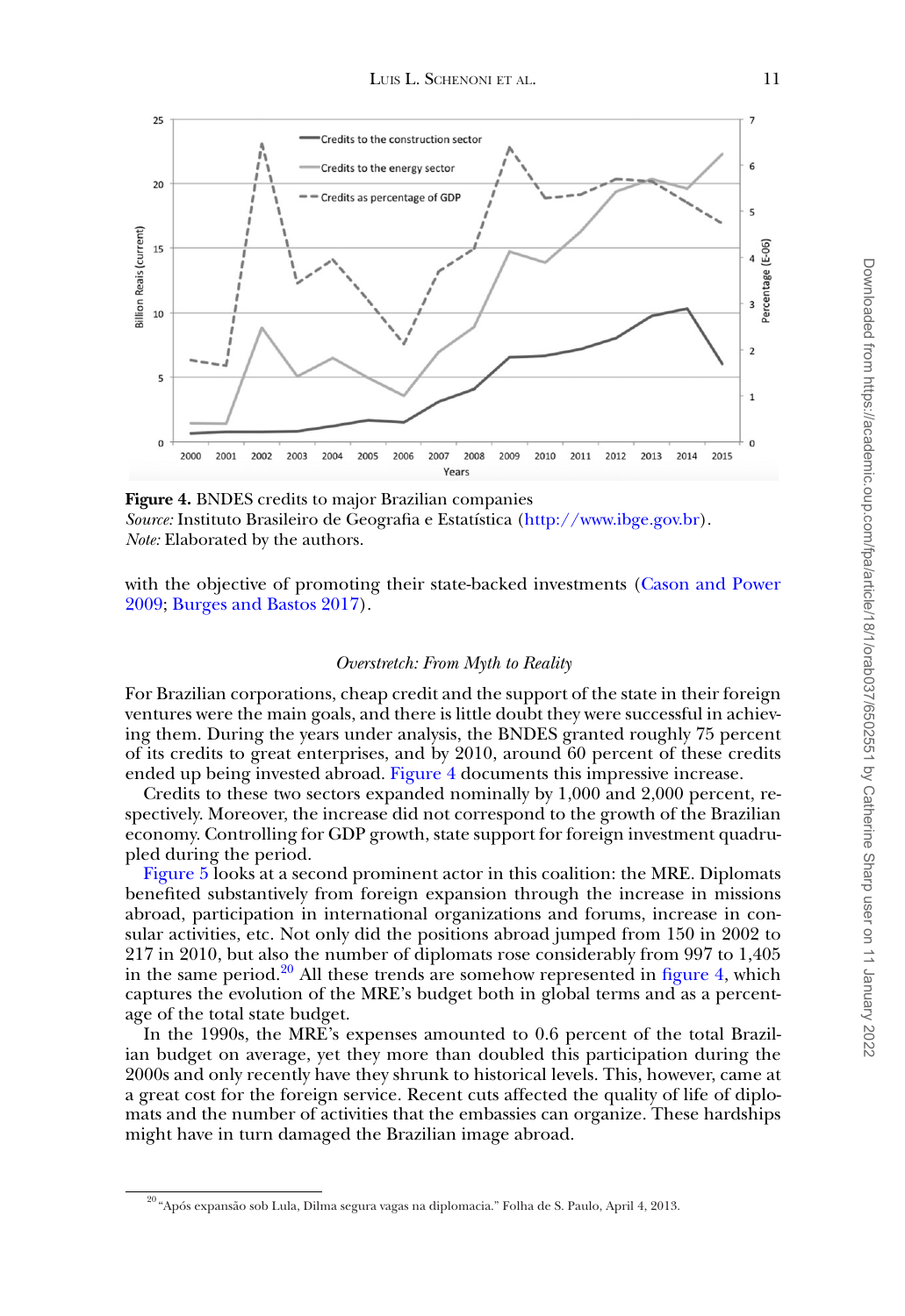**Figure 4.** BNDES credits to major Brazilian companies
*Source:* Instituto Brasileiro de Geografia e Estatística (http://www.ibge.gov.br).
*Note:* Elaborated by the authors.

with the objective of promoting their state-backed investments (Cason and Power 2009; Burges and Bastos 2017).

### *Overstretch: From Myth to Reality*

For Brazilian corporations, cheap credit and the support of the state in their foreign ventures were the main goals, and there is little doubt they were successful in achieving them. During the years under analysis, the BNDES granted roughly 75 percent of its credits to great enterprises, and by 2010, around 60 percent of these credits ended up being invested abroad. Figure 4 documents this impressive increase.

Credits to these two sectors expanded nominally by 1,000 and 2,000 percent, respectively. Moreover, the increase did not correspond to the growth of the Brazilian economy. Controlling for GDP growth, state support for foreign investment quadrupled during the period.

Figure 5 looks at a second prominent actor in this coalition: the MRE. Diplomats benefited substantively from foreign expansion through the increase in missions abroad, participation in international organizations and forums, increase in consular activities, etc. Not only did the positions abroad jumped from 150 in 2002 to 217 in 2010, but also the number of diplomats rose considerably from 997 to 1,405 in the same period.[20] All these trends are somehow represented in figure 4, which captures the evolution of the MRE's budget both in global terms and as a percentage of the total state budget.

In the 1990s, the MRE's expenses amounted to 0.6 percent of the total Brazilian budget on average, yet they more than doubled this participation during the 2000s and only recently have they shrunk to historical levels. This, however, came at a great cost for the foreign service. Recent cuts affected the quality of life of diplomats and the number of activities that the embassies can organize. These hardships might have in turn damaged the Brazilian image abroad.

[20] "Após expansão sob Lula, Dilma segura vagas na diplomacia." Folha de S. Paulo, April 4, 2013.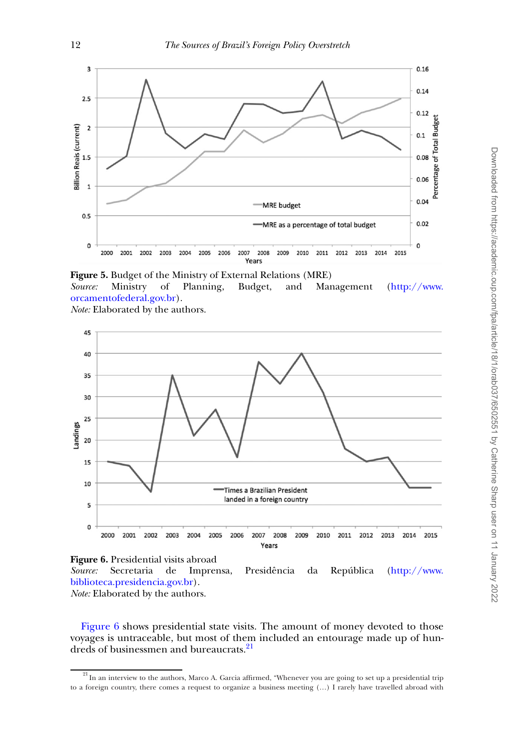**Figure 5.** Budget of the Ministry of External Relations (MRE)
*Source:* Ministry of Planning, Budget, and Management (http://www.orcamentofederal.gov.br).
*Note:* Elaborated by the authors.

**Figure 6.** Presidential visits abroad
*Source:* Secretaria de Imprensa, Presidência da República (http://www.biblioteca.presidencia.gov.br).
*Note:* Elaborated by the authors.

Figure 6 shows presidential state visits. The amount of money devoted to those voyages is untraceable, but most of them included an entourage made up of hundreds of businessmen and bureaucrats.[21]

---

[21] In an interview to the authors, Marco A. Garcia affirmed, "Whenever you are going to set up a presidential trip to a foreign country, there comes a request to organize a business meeting (…) I rarely have travelled abroad with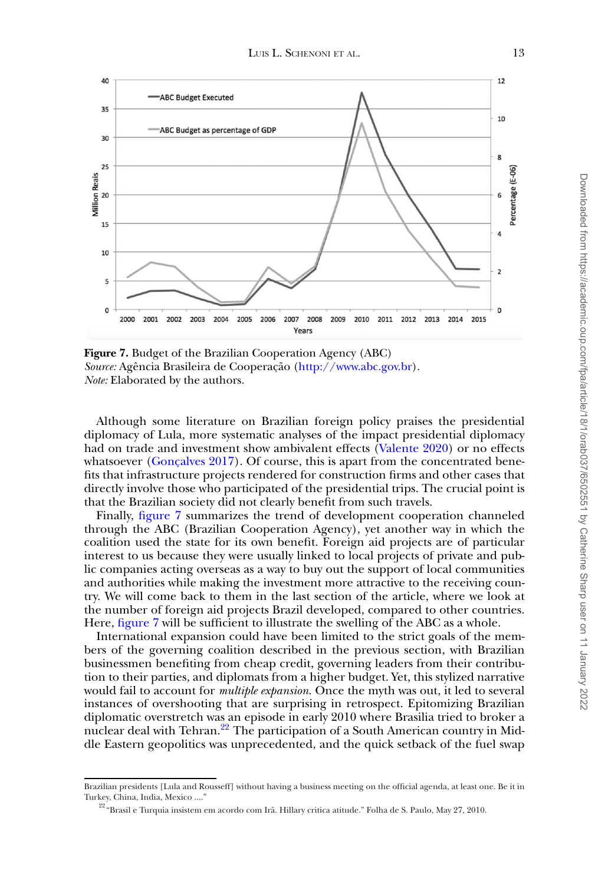**Figure 7.** Budget of the Brazilian Cooperation Agency (ABC)
*Source:* Agência Brasileira de Cooperação (http://www.abc.gov.br).
*Note:* Elaborated by the authors.

Although some literature on Brazilian foreign policy praises the presidential diplomacy of Lula, more systematic analyses of the impact presidential diplomacy had on trade and investment show ambivalent effects (Valente 2020) or no effects whatsoever (Gonçalves 2017). Of course, this is apart from the concentrated benefits that infrastructure projects rendered for construction firms and other cases that directly involve those who participated of the presidential trips. The crucial point is that the Brazilian society did not clearly benefit from such travels.

Finally, figure 7 summarizes the trend of development cooperation channeled through the ABC (Brazilian Cooperation Agency), yet another way in which the coalition used the state for its own benefit. Foreign aid projects are of particular interest to us because they were usually linked to local projects of private and public companies acting overseas as a way to buy out the support of local communities and authorities while making the investment more attractive to the receiving country. We will come back to them in the last section of the article, where we look at the number of foreign aid projects Brazil developed, compared to other countries. Here, figure 7 will be sufficient to illustrate the swelling of the ABC as a whole.

International expansion could have been limited to the strict goals of the members of the governing coalition described in the previous section, with Brazilian businessmen benefiting from cheap credit, governing leaders from their contribution to their parties, and diplomats from a higher budget. Yet, this stylized narrative would fail to account for *multiple expansion*. Once the myth was out, it led to several instances of overshooting that are surprising in retrospect. Epitomizing Brazilian diplomatic overstretch was an episode in early 2010 where Brasilia tried to broker a nuclear deal with Tehran.[22] The participation of a South American country in Middle Eastern geopolitics was unprecedented, and the quick setback of the fuel swap

---

Brazilian presidents [Lula and Rousseff] without having a business meeting on the official agenda, at least one. Be it in Turkey, China, India, Mexico ...."

[22] "Brasil e Turquia insistem em acordo com Irã. Hillary critica atitude." Folha de S. Paulo, May 27, 2010.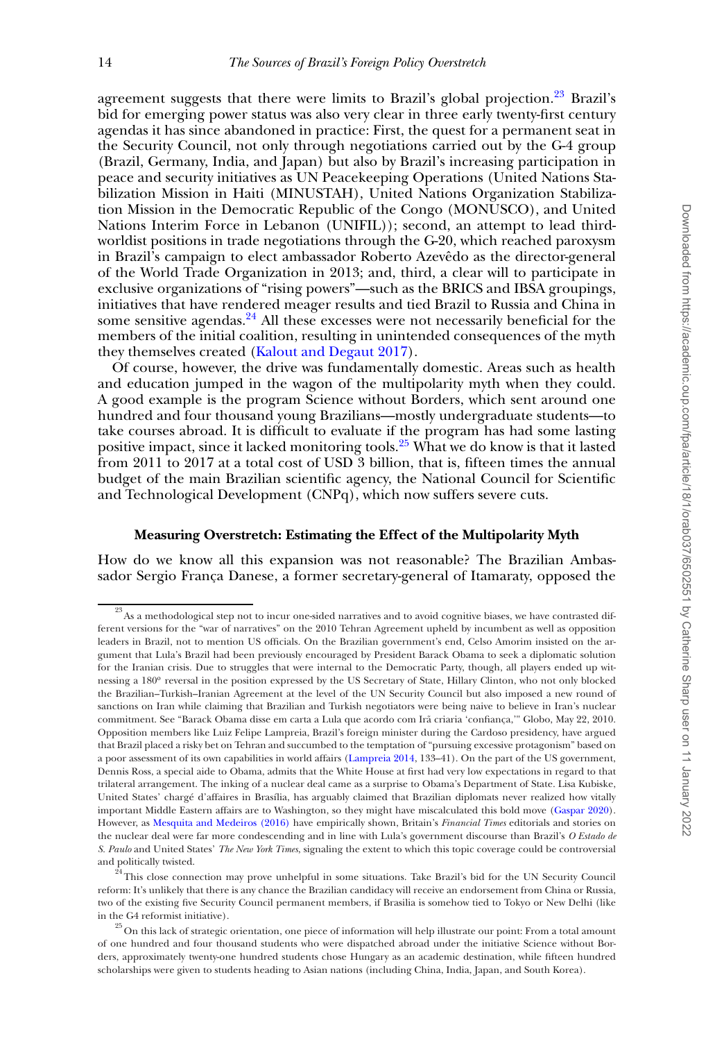agreement suggests that there were limits to Brazil's global projection.[23] Brazil's bid for emerging power status was also very clear in three early twenty-first century agendas it has since abandoned in practice: First, the quest for a permanent seat in the Security Council, not only through negotiations carried out by the G-4 group (Brazil, Germany, India, and Japan) but also by Brazil's increasing participation in peace and security initiatives as UN Peacekeeping Operations (United Nations Stabilization Mission in Haiti (MINUSTAH), United Nations Organization Stabilization Mission in the Democratic Republic of the Congo (MONUSCO), and United Nations Interim Force in Lebanon (UNIFIL)); second, an attempt to lead third-worldist positions in trade negotiations through the G-20, which reached paroxysm in Brazil's campaign to elect ambassador Roberto Azevêdo as the director-general of the World Trade Organization in 2013; and, third, a clear will to participate in exclusive organizations of "rising powers"—such as the BRICS and IBSA groupings, initiatives that have rendered meager results and tied Brazil to Russia and China in some sensitive agendas.[24] All these excesses were not necessarily beneficial for the members of the initial coalition, resulting in unintended consequences of the myth they themselves created (Kalout and Degaut 2017).

Of course, however, the drive was fundamentally domestic. Areas such as health and education jumped in the wagon of the multipolarity myth when they could. A good example is the program Science without Borders, which sent around one hundred and four thousand young Brazilians—mostly undergraduate students—to take courses abroad. It is difficult to evaluate if the program has had some lasting positive impact, since it lacked monitoring tools.[25] What we do know is that it lasted from 2011 to 2017 at a total cost of USD 3 billion, that is, fifteen times the annual budget of the main Brazilian scientific agency, the National Council for Scientific and Technological Development (CNPq), which now suffers severe cuts.

## Measuring Overstretch: Estimating the Effect of the Multipolarity Myth

How do we know all this expansion was not reasonable? The Brazilian Ambassador Sergio França Danese, a former secretary-general of Itamaraty, opposed the

---

[23] As a methodological step not to incur one-sided narratives and to avoid cognitive biases, we have contrasted different versions for the "war of narratives" on the 2010 Tehran Agreement upheld by incumbent as well as opposition leaders in Brazil, not to mention US officials. On the Brazilian government's end, Celso Amorim insisted on the argument that Lula's Brazil had been previously encouraged by President Barack Obama to seek a diplomatic solution for the Iranian crisis. Due to struggles that were internal to the Democratic Party, though, all players ended up witnessing a 180º reversal in the position expressed by the US Secretary of State, Hillary Clinton, who not only blocked the Brazilian–Turkish–Iranian Agreement at the level of the UN Security Council but also imposed a new round of sanctions on Iran while claiming that Brazilian and Turkish negotiators were being naive to believe in Iran's nuclear commitment. See "Barack Obama disse em carta a Lula que acordo com Irã criaria 'confiança,'" Globo, May 22, 2010. Opposition members like Luiz Felipe Lampreia, Brazil's foreign minister during the Cardoso presidency, have argued that Brazil placed a risky bet on Tehran and succumbed to the temptation of "pursuing excessive protagonism" based on a poor assessment of its own capabilities in world affairs (Lampreia 2014, 133–41). On the part of the US government, Dennis Ross, a special aide to Obama, admits that the White House at first had very low expectations in regard to that trilateral arrangement. The inking of a nuclear deal came as a surprise to Obama's Department of State. Lisa Kubiske, United States' chargé d'affaires in Brasília, has arguably claimed that Brazilian diplomats never realized how vitally important Middle Eastern affairs are to Washington, so they might have miscalculated this bold move (Gaspar 2020). However, as Mesquita and Medeiros (2016) have empirically shown, Britain's *Financial Times* editorials and stories on the nuclear deal were far more condescending and in line with Lula's government discourse than Brazil's *O Estado de S. Paulo* and United States' *The New York Times*, signaling the extent to which this topic coverage could be controversial and politically twisted.

[24] This close connection may prove unhelpful in some situations. Take Brazil's bid for the UN Security Council reform: It's unlikely that there is any chance the Brazilian candidacy will receive an endorsement from China or Russia, two of the existing five Security Council permanent members, if Brasilia is somehow tied to Tokyo or New Delhi (like in the G4 reformist initiative).

[25] On this lack of strategic orientation, one piece of information will help illustrate our point: From a total amount of one hundred and four thousand students who were dispatched abroad under the initiative Science without Borders, approximately twenty-one hundred students chose Hungary as an academic destination, while fifteen hundred scholarships were given to students heading to Asian nations (including China, India, Japan, and South Korea).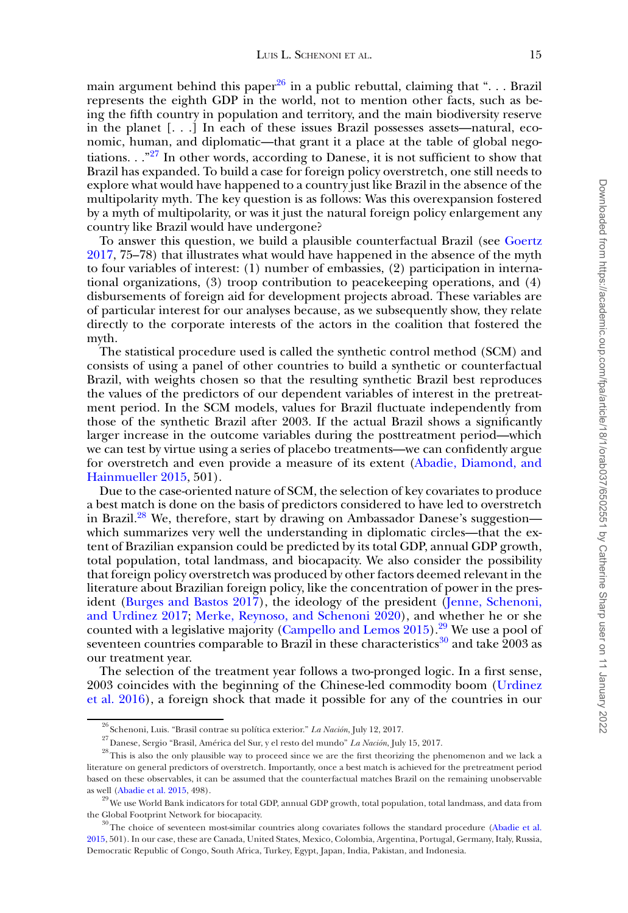main argument behind this paper[26] in a public rebuttal, claiming that ". . . Brazil represents the eighth GDP in the world, not to mention other facts, such as being the fifth country in population and territory, and the main biodiversity reserve in the planet [. . .] In each of these issues Brazil possesses assets—natural, economic, human, and diplomatic—that grant it a place at the table of global negotiations. . ."[27] In other words, according to Danese, it is not sufficient to show that Brazil has expanded. To build a case for foreign policy overstretch, one still needs to explore what would have happened to a country just like Brazil in the absence of the multipolarity myth. The key question is as follows: Was this overexpansion fostered by a myth of multipolarity, or was it just the natural foreign policy enlargement any country like Brazil would have undergone?

To answer this question, we build a plausible counterfactual Brazil (see Goertz 2017, 75–78) that illustrates what would have happened in the absence of the myth to four variables of interest: (1) number of embassies, (2) participation in international organizations, (3) troop contribution to peacekeeping operations, and (4) disbursements of foreign aid for development projects abroad. These variables are of particular interest for our analyses because, as we subsequently show, they relate directly to the corporate interests of the actors in the coalition that fostered the myth.

The statistical procedure used is called the synthetic control method (SCM) and consists of using a panel of other countries to build a synthetic or counterfactual Brazil, with weights chosen so that the resulting synthetic Brazil best reproduces the values of the predictors of our dependent variables of interest in the pretreatment period. In the SCM models, values for Brazil fluctuate independently from those of the synthetic Brazil after 2003. If the actual Brazil shows a significantly larger increase in the outcome variables during the posttreatment period—which we can test by virtue using a series of placebo treatments—we can confidently argue for overstretch and even provide a measure of its extent (Abadie, Diamond, and Hainmueller 2015, 501).

Due to the case-oriented nature of SCM, the selection of key covariates to produce a best match is done on the basis of predictors considered to have led to overstretch in Brazil.[28] We, therefore, start by drawing on Ambassador Danese's suggestion—which summarizes very well the understanding in diplomatic circles—that the extent of Brazilian expansion could be predicted by its total GDP, annual GDP growth, total population, total landmass, and biocapacity. We also consider the possibility that foreign policy overstretch was produced by other factors deemed relevant in the literature about Brazilian foreign policy, like the concentration of power in the president (Burges and Bastos 2017), the ideology of the president (Jenne, Schenoni, and Urdinez 2017; Merke, Reynoso, and Schenoni 2020), and whether he or she counted with a legislative majority (Campello and Lemos 2015).[29] We use a pool of seventeen countries comparable to Brazil in these characteristics[30] and take 2003 as our treatment year.

The selection of the treatment year follows a two-pronged logic. In a first sense, 2003 coincides with the beginning of the Chinese-led commodity boom (Urdinez et al. 2016), a foreign shock that made it possible for any of the countries in our

---

[26] Schenoni, Luis. "Brasil contrae su política exterior." *La Nación*, July 12, 2017.

[27] Danese, Sergio "Brasil, América del Sur, y el resto del mundo" *La Nación*, July 15, 2017.

[28] This is also the only plausible way to proceed since we are the first theorizing the phenomenon and we lack a literature on general predictors of overstretch. Importantly, once a best match is achieved for the pretreatment period based on these observables, it can be assumed that the counterfactual matches Brazil on the remaining unobservable as well (Abadie et al. 2015, 498).

[29] We use World Bank indicators for total GDP, annual GDP growth, total population, total landmass, and data from the Global Footprint Network for biocapacity.

[30] The choice of seventeen most-similar countries along covariates follows the standard procedure (Abadie et al. 2015, 501). In our case, these are Canada, United States, Mexico, Colombia, Argentina, Portugal, Germany, Italy, Russia, Democratic Republic of Congo, South Africa, Turkey, Egypt, Japan, India, Pakistan, and Indonesia.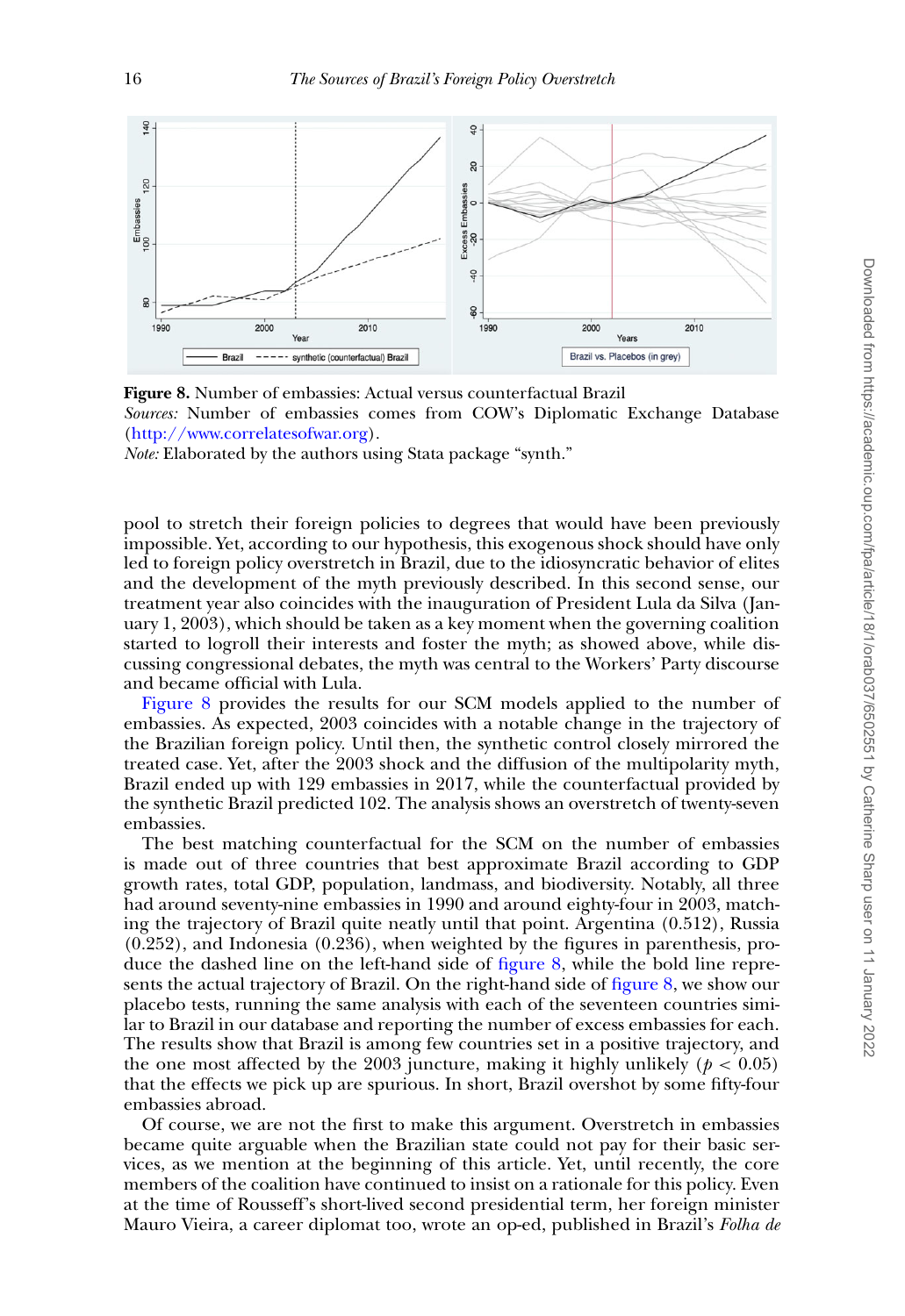**Figure 8.** Number of embassies: Actual versus counterfactual Brazil

*Sources:* Number of embassies comes from COW's Diplomatic Exchange Database (http://www.correlatesofwar.org).

*Note:* Elaborated by the authors using Stata package "synth."

pool to stretch their foreign policies to degrees that would have been previously impossible. Yet, according to our hypothesis, this exogenous shock should have only led to foreign policy overstretch in Brazil, due to the idiosyncratic behavior of elites and the development of the myth previously described. In this second sense, our treatment year also coincides with the inauguration of President Lula da Silva (January 1, 2003), which should be taken as a key moment when the governing coalition started to logroll their interests and foster the myth; as showed above, while discussing congressional debates, the myth was central to the Workers' Party discourse and became official with Lula.

Figure 8 provides the results for our SCM models applied to the number of embassies. As expected, 2003 coincides with a notable change in the trajectory of the Brazilian foreign policy. Until then, the synthetic control closely mirrored the treated case. Yet, after the 2003 shock and the diffusion of the multipolarity myth, Brazil ended up with 129 embassies in 2017, while the counterfactual provided by the synthetic Brazil predicted 102. The analysis shows an overstretch of twenty-seven embassies.

The best matching counterfactual for the SCM on the number of embassies is made out of three countries that best approximate Brazil according to GDP growth rates, total GDP, population, landmass, and biodiversity. Notably, all three had around seventy-nine embassies in 1990 and around eighty-four in 2003, matching the trajectory of Brazil quite neatly until that point. Argentina (0.512), Russia (0.252), and Indonesia (0.236), when weighted by the figures in parenthesis, produce the dashed line on the left-hand side of figure 8, while the bold line represents the actual trajectory of Brazil. On the right-hand side of figure 8, we show our placebo tests, running the same analysis with each of the seventeen countries similar to Brazil in our database and reporting the number of excess embassies for each. The results show that Brazil is among few countries set in a positive trajectory, and the one most affected by the 2003 juncture, making it highly unlikely ($p < 0.05$) that the effects we pick up are spurious. In short, Brazil overshot by some fifty-four embassies abroad.

Of course, we are not the first to make this argument. Overstretch in embassies became quite arguable when the Brazilian state could not pay for their basic services, as we mention at the beginning of this article. Yet, until recently, the core members of the coalition have continued to insist on a rationale for this policy. Even at the time of Rousseff's short-lived second presidential term, her foreign minister Mauro Vieira, a career diplomat too, wrote an op-ed, published in Brazil's *Folha de*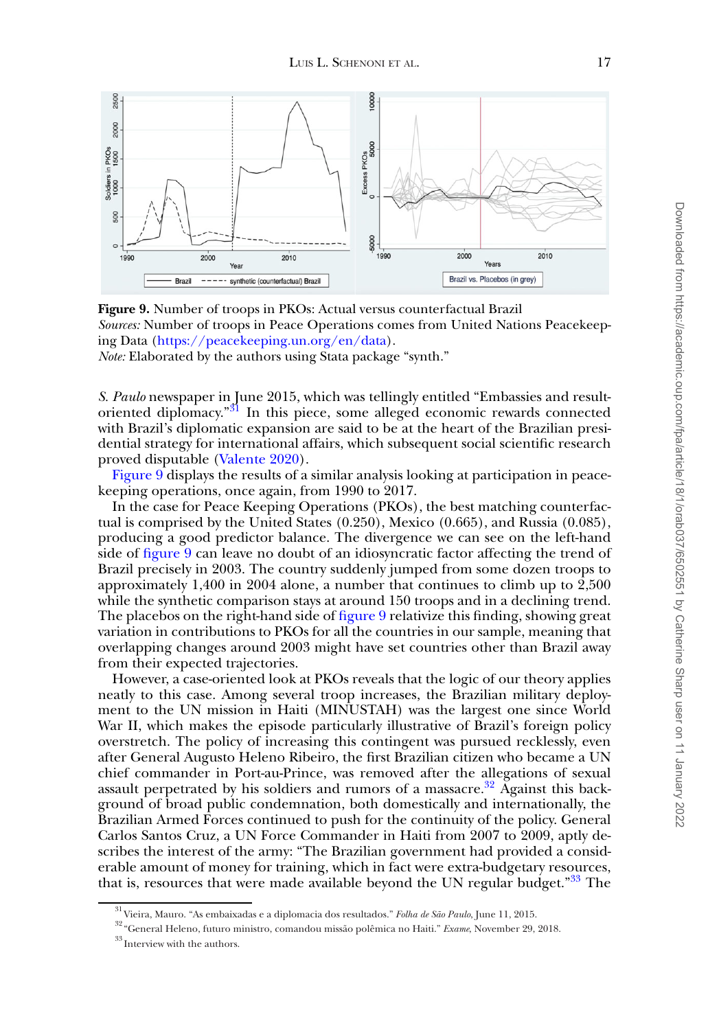**Figure 9.** Number of troops in PKOs: Actual versus counterfactual Brazil
*Sources:* Number of troops in Peace Operations comes from United Nations Peacekeeping Data (https://peacekeeping.un.org/en/data).
*Note:* Elaborated by the authors using Stata package "synth."

*S. Paulo* newspaper in June 2015, which was tellingly entitled "Embassies and result-oriented diplomacy."[31] In this piece, some alleged economic rewards connected with Brazil's diplomatic expansion are said to be at the heart of the Brazilian presidential strategy for international affairs, which subsequent social scientific research proved disputable (Valente 2020).

Figure 9 displays the results of a similar analysis looking at participation in peacekeeping operations, once again, from 1990 to 2017.

In the case for Peace Keeping Operations (PKOs), the best matching counterfactual is comprised by the United States (0.250), Mexico (0.665), and Russia (0.085), producing a good predictor balance. The divergence we can see on the left-hand side of figure 9 can leave no doubt of an idiosyncratic factor affecting the trend of Brazil precisely in 2003. The country suddenly jumped from some dozen troops to approximately 1,400 in 2004 alone, a number that continues to climb up to 2,500 while the synthetic comparison stays at around 150 troops and in a declining trend. The placebos on the right-hand side of figure 9 relativize this finding, showing great variation in contributions to PKOs for all the countries in our sample, meaning that overlapping changes around 2003 might have set countries other than Brazil away from their expected trajectories.

However, a case-oriented look at PKOs reveals that the logic of our theory applies neatly to this case. Among several troop increases, the Brazilian military deployment to the UN mission in Haiti (MINUSTAH) was the largest one since World War II, which makes the episode particularly illustrative of Brazil's foreign policy overstretch. The policy of increasing this contingent was pursued recklessly, even after General Augusto Heleno Ribeiro, the first Brazilian citizen who became a UN chief commander in Port-au-Prince, was removed after the allegations of sexual assault perpetrated by his soldiers and rumors of a massacre.[32] Against this background of broad public condemnation, both domestically and internationally, the Brazilian Armed Forces continued to push for the continuity of the policy. General Carlos Santos Cruz, a UN Force Commander in Haiti from 2007 to 2009, aptly describes the interest of the army: "The Brazilian government had provided a considerable amount of money for training, which in fact were extra-budgetary resources, that is, resources that were made available beyond the UN regular budget."[33] The

---

[31] Vieira, Mauro. "As embaixadas e a diplomacia dos resultados." *Folha de São Paulo*, June 11, 2015.

[32] "General Heleno, futuro ministro, comandou missão polêmica no Haiti." *Exame*, November 29, 2018.

[33] Interview with the authors.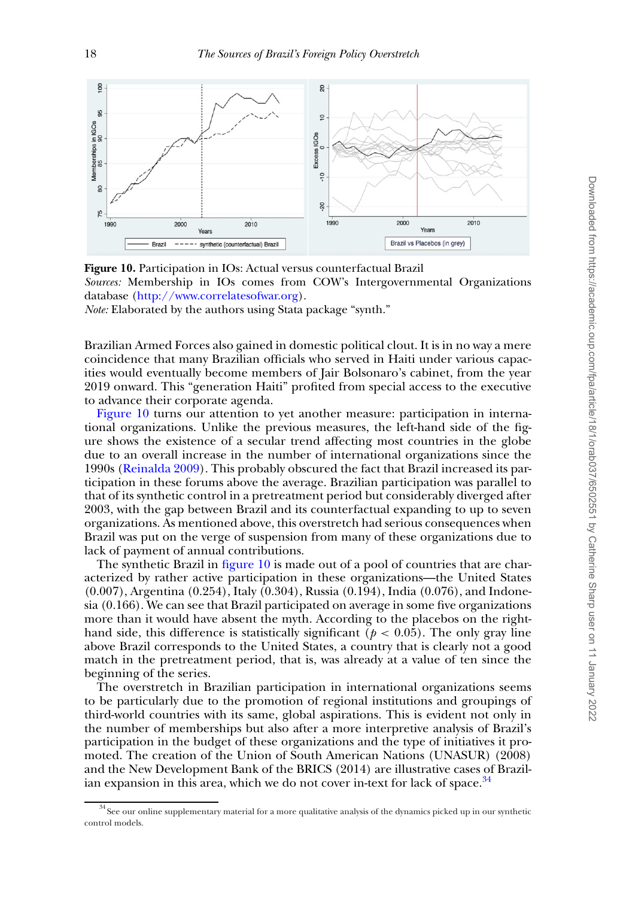**Figure 10.** Participation in IOs: Actual versus counterfactual Brazil

*Sources:* Membership in IOs comes from COW's Intergovernmental Organizations database (http://www.correlatesofwar.org).

*Note:* Elaborated by the authors using Stata package "synth."

Brazilian Armed Forces also gained in domestic political clout. It is in no way a mere coincidence that many Brazilian officials who served in Haiti under various capacities would eventually become members of Jair Bolsonaro's cabinet, from the year 2019 onward. This "generation Haiti" profited from special access to the executive to advance their corporate agenda.

Figure 10 turns our attention to yet another measure: participation in international organizations. Unlike the previous measures, the left-hand side of the figure shows the existence of a secular trend affecting most countries in the globe due to an overall increase in the number of international organizations since the 1990s (Reinalda 2009). This probably obscured the fact that Brazil increased its participation in these forums above the average. Brazilian participation was parallel to that of its synthetic control in a pretreatment period but considerably diverged after 2003, with the gap between Brazil and its counterfactual expanding to up to seven organizations. As mentioned above, this overstretch had serious consequences when Brazil was put on the verge of suspension from many of these organizations due to lack of payment of annual contributions.

The synthetic Brazil in figure 10 is made out of a pool of countries that are characterized by rather active participation in these organizations—the United States (0.007), Argentina (0.254), Italy (0.304), Russia (0.194), India (0.076), and Indonesia (0.166). We can see that Brazil participated on average in some five organizations more than it would have absent the myth. According to the placebos on the right-hand side, this difference is statistically significant ($p < 0.05$). The only gray line above Brazil corresponds to the United States, a country that is clearly not a good match in the pretreatment period, that is, was already at a value of ten since the beginning of the series.

The overstretch in Brazilian participation in international organizations seems to be particularly due to the promotion of regional institutions and groupings of third-world countries with its same, global aspirations. This is evident not only in the number of memberships but also after a more interpretive analysis of Brazil's participation in the budget of these organizations and the type of initiatives it promoted. The creation of the Union of South American Nations (UNASUR) (2008) and the New Development Bank of the BRICS (2014) are illustrative cases of Brazilian expansion in this area, which we do not cover in-text for lack of space.[34]

[34] See our online supplementary material for a more qualitative analysis of the dynamics picked up in our synthetic control models.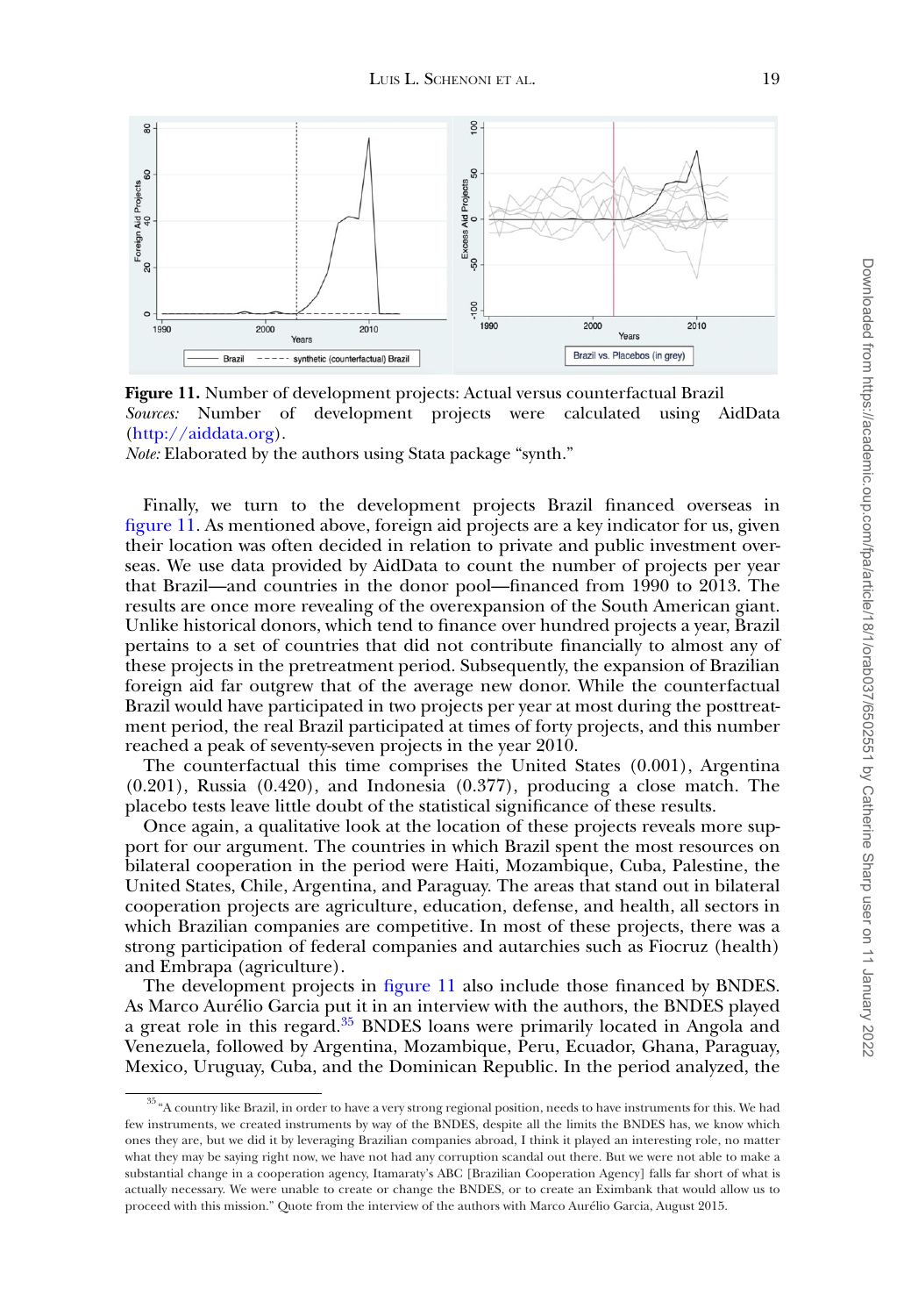**Figure 11.** Number of development projects: Actual versus counterfactual Brazil
*Sources:* Number of development projects were calculated using AidData (http://aiddata.org).
*Note:* Elaborated by the authors using Stata package "synth."

Finally, we turn to the development projects Brazil financed overseas in figure 11. As mentioned above, foreign aid projects are a key indicator for us, given their location was often decided in relation to private and public investment overseas. We use data provided by AidData to count the number of projects per year that Brazil—and countries in the donor pool—financed from 1990 to 2013. The results are once more revealing of the overexpansion of the South American giant. Unlike historical donors, which tend to finance over hundred projects a year, Brazil pertains to a set of countries that did not contribute financially to almost any of these projects in the pretreatment period. Subsequently, the expansion of Brazilian foreign aid far outgrew that of the average new donor. While the counterfactual Brazil would have participated in two projects per year at most during the posttreatment period, the real Brazil participated at times of forty projects, and this number reached a peak of seventy-seven projects in the year 2010.

The counterfactual this time comprises the United States (0.001), Argentina (0.201), Russia (0.420), and Indonesia (0.377), producing a close match. The placebo tests leave little doubt of the statistical significance of these results.

Once again, a qualitative look at the location of these projects reveals more support for our argument. The countries in which Brazil spent the most resources on bilateral cooperation in the period were Haiti, Mozambique, Cuba, Palestine, the United States, Chile, Argentina, and Paraguay. The areas that stand out in bilateral cooperation projects are agriculture, education, defense, and health, all sectors in which Brazilian companies are competitive. In most of these projects, there was a strong participation of federal companies and autarchies such as Fiocruz (health) and Embrapa (agriculture).

The development projects in figure 11 also include those financed by BNDES. As Marco Aurélio Garcia put it in an interview with the authors, the BNDES played a great role in this regard.[35] BNDES loans were primarily located in Angola and Venezuela, followed by Argentina, Mozambique, Peru, Ecuador, Ghana, Paraguay, Mexico, Uruguay, Cuba, and the Dominican Republic. In the period analyzed, the

[35] "A country like Brazil, in order to have a very strong regional position, needs to have instruments for this. We had few instruments, we created instruments by way of the BNDES, despite all the limits the BNDES has, we know which ones they are, but we did it by leveraging Brazilian companies abroad, I think it played an interesting role, no matter what they may be saying right now, we have not had any corruption scandal out there. But we were not able to make a substantial change in a cooperation agency, Itamaraty's ABC [Brazilian Cooperation Agency] falls far short of what is actually necessary. We were unable to create or change the BNDES, or to create an Eximbank that would allow us to proceed with this mission." Quote from the interview of the authors with Marco Aurélio Garcia, August 2015.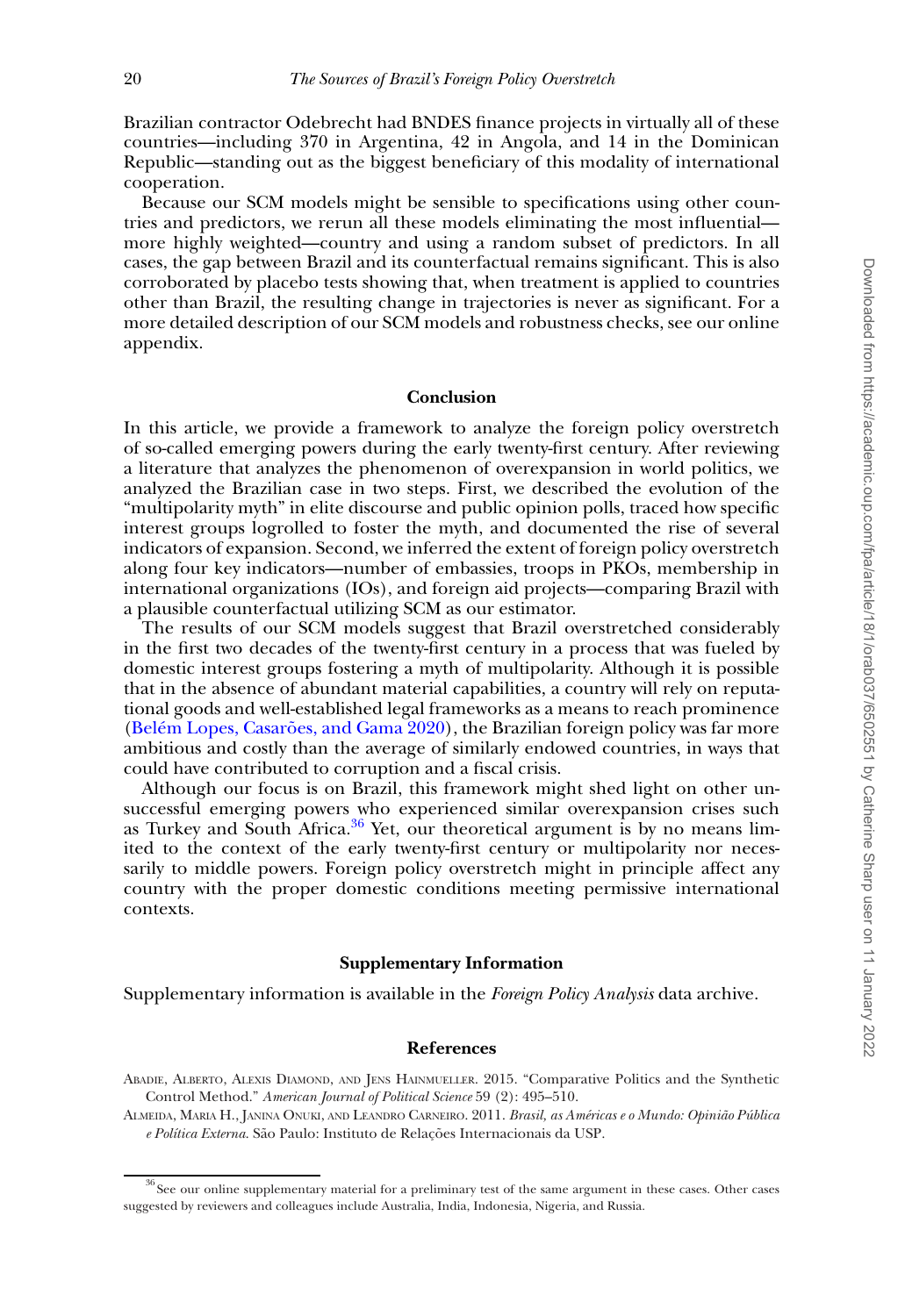Brazilian contractor Odebrecht had BNDES finance projects in virtually all of these countries—including 370 in Argentina, 42 in Angola, and 14 in the Dominican Republic—standing out as the biggest beneficiary of this modality of international cooperation.

Because our SCM models might be sensible to specifications using other countries and predictors, we rerun all these models eliminating the most influential—more highly weighted—country and using a random subset of predictors. In all cases, the gap between Brazil and its counterfactual remains significant. This is also corroborated by placebo tests showing that, when treatment is applied to countries other than Brazil, the resulting change in trajectories is never as significant. For a more detailed description of our SCM models and robustness checks, see our online appendix.

## Conclusion

In this article, we provide a framework to analyze the foreign policy overstretch of so-called emerging powers during the early twenty-first century. After reviewing a literature that analyzes the phenomenon of overexpansion in world politics, we analyzed the Brazilian case in two steps. First, we described the evolution of the "multipolarity myth" in elite discourse and public opinion polls, traced how specific interest groups logrolled to foster the myth, and documented the rise of several indicators of expansion. Second, we inferred the extent of foreign policy overstretch along four key indicators—number of embassies, troops in PKOs, membership in international organizations (IOs), and foreign aid projects—comparing Brazil with a plausible counterfactual utilizing SCM as our estimator.

The results of our SCM models suggest that Brazil overstretched considerably in the first two decades of the twenty-first century in a process that was fueled by domestic interest groups fostering a myth of multipolarity. Although it is possible that in the absence of abundant material capabilities, a country will rely on reputational goods and well-established legal frameworks as a means to reach prominence (Belém Lopes, Casarões, and Gama 2020), the Brazilian foreign policy was far more ambitious and costly than the average of similarly endowed countries, in ways that could have contributed to corruption and a fiscal crisis.

Although our focus is on Brazil, this framework might shed light on other unsuccessful emerging powers who experienced similar overexpansion crises such as Turkey and South Africa.[36] Yet, our theoretical argument is by no means limited to the context of the early twenty-first century or multipolarity nor necessarily to middle powers. Foreign policy overstretch might in principle affect any country with the proper domestic conditions meeting permissive international contexts.

## Supplementary Information

Supplementary information is available in the *Foreign Policy Analysis* data archive.

## References

Abadie, Alberto, Alexis Diamond, and Jens Hainmueller. 2015. "Comparative Politics and the Synthetic Control Method." *American Journal of Political Science* 59 (2): 495–510.

Almeida, Maria H., Janina Onuki, and Leandro Carneiro. 2011. *Brasil, as Américas e o Mundo: Opinião Pública e Política Externa.* São Paulo: Instituto de Relações Internacionais da USP.

[36] See our online supplementary material for a preliminary test of the same argument in these cases. Other cases suggested by reviewers and colleagues include Australia, India, Indonesia, Nigeria, and Russia.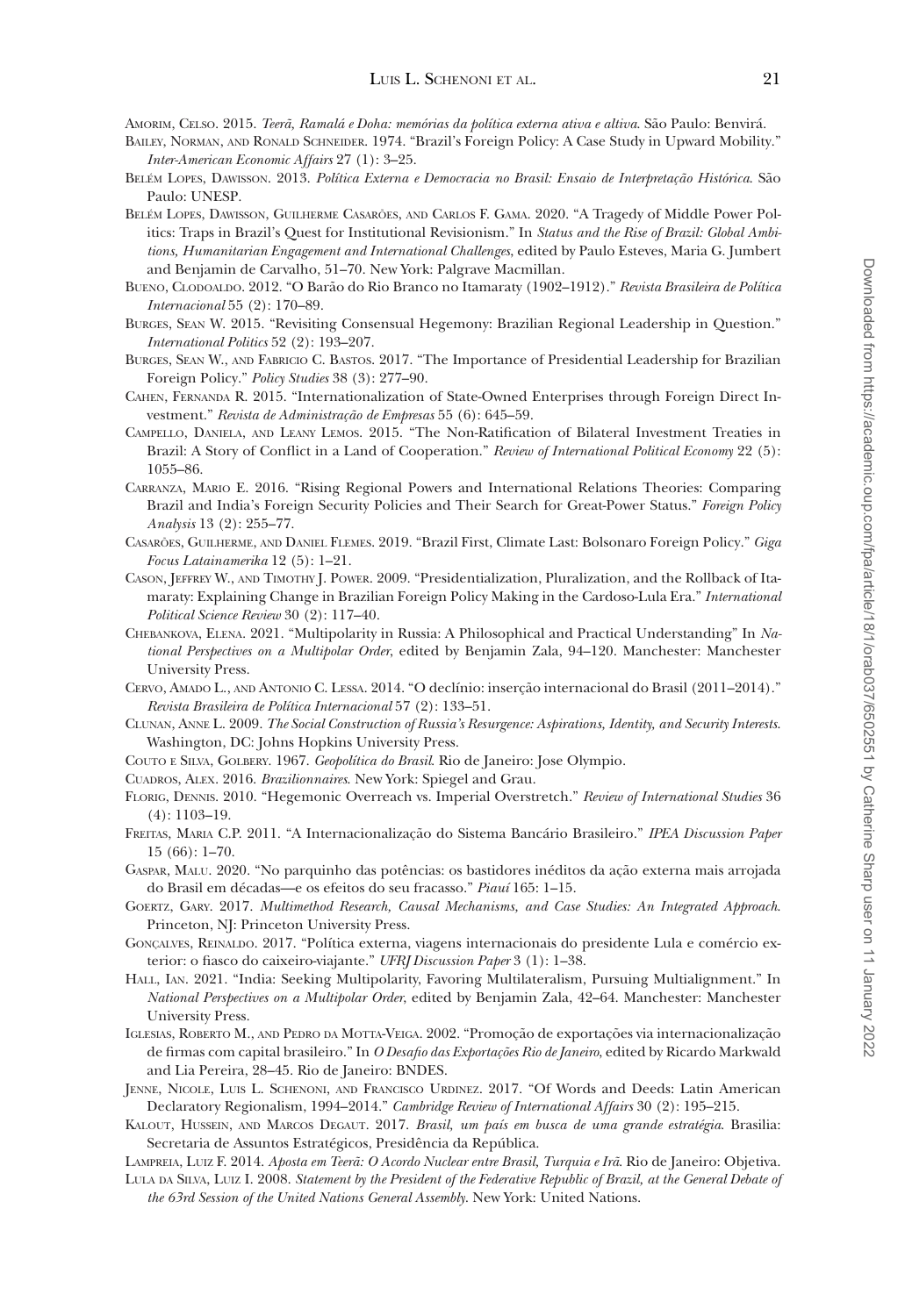Amorim, Celso. 2015. *Teerã, Ramalá e Doha: memórias da política externa ativa e altiva*. São Paulo: Benvirá.

Bailey, Norman, and Ronald Schneider. 1974. "Brazil's Foreign Policy: A Case Study in Upward Mobility." *Inter-American Economic Affairs* 27 (1): 3–25.

Belém Lopes, Dawisson. 2013. *Política Externa e Democracia no Brasil: Ensaio de Interpretação Histórica*. São Paulo: UNESP.

Belém Lopes, Dawisson, Guilherme Casarões, and Carlos F. Gama. 2020. "A Tragedy of Middle Power Politics: Traps in Brazil's Quest for Institutional Revisionism." In *Status and the Rise of Brazil: Global Ambitions, Humanitarian Engagement and International Challenges*, edited by Paulo Esteves, Maria G. Jumbert and Benjamin de Carvalho, 51–70. New York: Palgrave Macmillan.

Bueno, Clodoaldo. 2012. "O Barão do Rio Branco no Itamaraty (1902–1912)." *Revista Brasileira de Política Internacional* 55 (2): 170–89.

Burges, Sean W. 2015. "Revisiting Consensual Hegemony: Brazilian Regional Leadership in Question." *International Politics* 52 (2): 193–207.

Burges, Sean W., and Fabricio C. Bastos. 2017. "The Importance of Presidential Leadership for Brazilian Foreign Policy." *Policy Studies* 38 (3): 277–90.

Cahen, Fernanda R. 2015. "Internationalization of State-Owned Enterprises through Foreign Direct Investment." *Revista de Administração de Empresas* 55 (6): 645–59.

Campello, Daniela, and Leany Lemos. 2015. "The Non-Ratification of Bilateral Investment Treaties in Brazil: A Story of Conflict in a Land of Cooperation." *Review of International Political Economy* 22 (5): 1055–86.

Carranza, Mario E. 2016. "Rising Regional Powers and International Relations Theories: Comparing Brazil and India's Foreign Security Policies and Their Search for Great-Power Status." *Foreign Policy Analysis* 13 (2): 255–77.

Casarões, Guilherme, and Daniel Flemes. 2019. "Brazil First, Climate Last: Bolsonaro Foreign Policy." *Giga Focus Latainamerika* 12 (5): 1–21.

Cason, Jeffrey W., and Timothy J. Power. 2009. "Presidentialization, Pluralization, and the Rollback of Itamaraty: Explaining Change in Brazilian Foreign Policy Making in the Cardoso-Lula Era." *International Political Science Review* 30 (2): 117–40.

Chebankova, Elena. 2021. "Multipolarity in Russia: A Philosophical and Practical Understanding" In *National Perspectives on a Multipolar Order*, edited by Benjamin Zala, 94–120. Manchester: Manchester University Press.

Cervo, Amado L., and Antonio C. Lessa. 2014. "O declínio: inserção internacional do Brasil (2011–2014)." *Revista Brasileira de Política Internacional* 57 (2): 133–51.

Clunan, Anne L. 2009. *The Social Construction of Russia's Resurgence: Aspirations, Identity, and Security Interests*. Washington, DC: Johns Hopkins University Press.

Couto e Silva, Golbery. 1967. *Geopolítica do Brasil*. Rio de Janeiro: Jose Olympio.

Cuadros, Alex. 2016. *Brazilionnaires*. New York: Spiegel and Grau.

Florig, Dennis. 2010. "Hegemonic Overreach vs. Imperial Overstretch." *Review of International Studies* 36 (4): 1103–19.

Freitas, Maria C.P. 2011. "A Internacionalização do Sistema Bancário Brasileiro." *IPEA Discussion Paper* 15 (66): 1–70.

Gaspar, Malu. 2020. "No parquinho das potências: os bastidores inéditos da ação externa mais arrojada do Brasil em décadas—e os efeitos do seu fracasso." *Piauí* 165: 1–15.

Goertz, Gary. 2017. *Multimethod Research, Causal Mechanisms, and Case Studies: An Integrated Approach*. Princeton, NJ: Princeton University Press.

Gonçalves, Reinaldo. 2017. "Política externa, viagens internacionais do presidente Lula e comércio exterior: o fiasco do caixeiro-viajante." *UFRJ Discussion Paper* 3 (1): 1–38.

Hall, Ian. 2021. "India: Seeking Multipolarity, Favoring Multilateralism, Pursuing Multialignment." In *National Perspectives on a Multipolar Order*, edited by Benjamin Zala, 42–64. Manchester: Manchester University Press.

Iglesias, Roberto M., and Pedro da Motta-Veiga. 2002. "Promoção de exportações via internacionalização de firmas com capital brasileiro." In *O Desafio das Exportações Rio de Janeiro*, edited by Ricardo Markwald and Lia Pereira, 28–45. Rio de Janeiro: BNDES.

Jenne, Nicole, Luis L. Schenoni, and Francisco Urdinez. 2017. "Of Words and Deeds: Latin American Declaratory Regionalism, 1994–2014." *Cambridge Review of International Affairs* 30 (2): 195–215.

Kalout, Hussein, and Marcos Degaut. 2017. *Brasil, um país em busca de uma grande estratégia*. Brasilia: Secretaria de Assuntos Estratégicos, Presidência da República.

Lampreia, Luiz F. 2014. *Aposta em Teerã: O Acordo Nuclear entre Brasil, Turquia e Irã*. Rio de Janeiro: Objetiva.

Lula da Silva, Luiz I. 2008. *Statement by the President of the Federative Republic of Brazil, at the General Debate of the 63rd Session of the United Nations General Assembly*. New York: United Nations.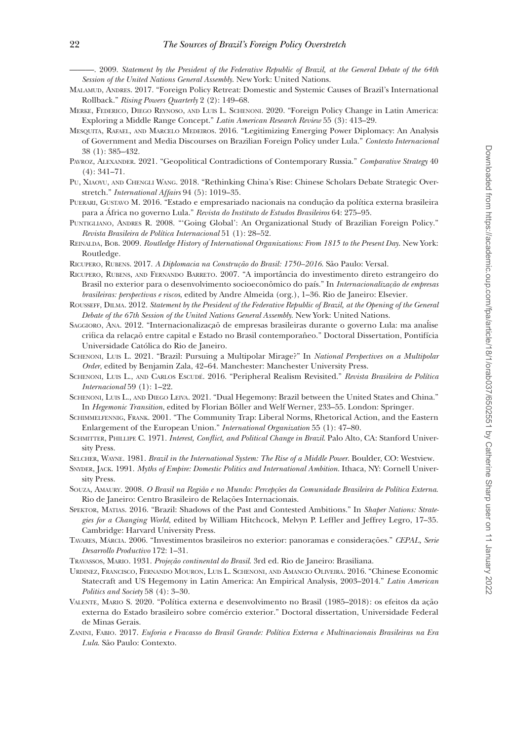———. 2009. *Statement by the President of the Federative Republic of Brazil, at the General Debate of the 64th Session of the United Nations General Assembly*. New York: United Nations.

Malamud, Andres. 2017. "Foreign Policy Retreat: Domestic and Systemic Causes of Brazil's International Rollback." *Rising Powers Quarterly* 2 (2): 149–68.

Merke, Federico, Diego Reynoso, and Luis L. Schenoni. 2020. "Foreign Policy Change in Latin America: Exploring a Middle Range Concept." *Latin American Research Review* 55 (3): 413–29.

Mesquita, Rafael, and Marcelo Medeiros. 2016. "Legitimizing Emerging Power Diplomacy: An Analysis of Government and Media Discourses on Brazilian Foreign Policy under Lula." *Contexto Internacional* 38 (1): 385–432.

Pavroz, Alexander. 2021. "Geopolitical Contradictions of Contemporary Russia." *Comparative Strategy* 40 (4): 341–71.

Pu, Xiaoyu, and Chengli Wang. 2018. "Rethinking China's Rise: Chinese Scholars Debate Strategic Overstretch." *International Affairs* 94 (5): 1019–35.

Puerari, Gustavo M. 2016. "Estado e empresariado nacionais na condução da política externa brasileira para a África no governo Lula." *Revista do Instituto de Estudos Brasileiros* 64: 275–95.

Puntigliano, Andres R. 2008. "'Going Global': An Organizational Study of Brazilian Foreign Policy." *Revista Brasileira de Política Internacional* 51 (1): 28–52.

Reinalda, Bob. 2009. *Routledge History of International Organizations: From 1815 to the Present Day*. New York: Routledge.

Ricupero, Rubens. 2017. *A Diplomacia na Construção do Brasil: 1750–2016*. São Paulo: Versal.

Ricupero, Rubens, and Fernando Barreto. 2007. "A importância do investimento direto estrangeiro do Brasil no exterior para o desenvolvimento socioeconômico do país." In *Internacionalização de empresas brasileiras: perspectivas e riscos*, edited by Andre Almeida (org.), 1–36. Rio de Janeiro: Elsevier.

Rousseff, Dilma. 2012. *Statement by the President of the Federative Republic of Brazil, at the Opening of the General Debate of the 67th Session of the United Nations General Assembly*. New York: United Nations.

Saggioro, Ana. 2012. "Internacionalizaçaõ de empresas brasileiras durante o governo Lula: ma analíse crítica da relaçaõ entre capital e Estado no Brasil contemporaneo." Doctoral Dissertation, Pontifícia Universidade Católica do Rio de Janeiro.

Schenoni, Luis L. 2021. "Brazil: Pursuing a Multipolar Mirage?" In *National Perspectives on a Multipolar Order*, edited by Benjamin Zala, 42–64. Manchester: Manchester University Press.

Schenoni, Luis L., and Carlos Escudé. 2016. "Peripheral Realism Revisited." *Revista Brasileira de Política Internacional* 59 (1): 1–22.

Schenoni, Luis L., and Diego Leiva. 2021. "Dual Hegemony: Brazil between the United States and China." In *Hegemonic Transition*, edited by Florian Böller and Welf Werner, 233–55. London: Springer.

Schimmelfennig, Frank. 2001. "The Community Trap: Liberal Norms, Rhetorical Action, and the Eastern Enlargement of the European Union." *International Organization* 55 (1): 47–80.

Schmitter, Phillipe C. 1971. *Interest, Conflict, and Political Change in Brazil*. Palo Alto, CA: Stanford University Press.

Selcher, Wayne. 1981. *Brazil in the International System: The Rise of a Middle Power*. Boulder, CO: Westview.

Snyder, Jack. 1991. *Myths of Empire: Domestic Politics and International Ambition*. Ithaca, NY: Cornell University Press.

Souza, Amaury. 2008. *O Brasil na Região e no Mundo: Percepções da Comunidade Brasileira de Política Externa*. Rio de Janeiro: Centro Brasileiro de Relações Internacionais.

Spektor, Matias. 2016. "Brazil: Shadows of the Past and Contested Ambitions." In *Shaper Nations: Strategies for a Changing World*, edited by William Hitchcock, Melvyn P. Leffler and Jeffrey Legro, 17–35. Cambridge: Harvard University Press.

Tavares, Márcia. 2006. "Investimentos brasileiros no exterior: panoramas e considerações." *CEPAL, Serie Desarrollo Productivo* 172: 1–31.

Travassos, Mario. 1931. *Projeção continental do Brasil*. 3rd ed. Rio de Janeiro: Brasiliana.

Urdinez, Francisco, Fernando Mouron, Luis L. Schenoni, and Amancio Oliveira. 2016. "Chinese Economic Statecraft and US Hegemony in Latin America: An Empirical Analysis, 2003–2014." *Latin American Politics and Society* 58 (4): 3–30.

Valente, Mario S. 2020. "Política externa e desenvolvimento no Brasil (1985–2018): os efeitos da ação externa do Estado brasileiro sobre comércio exterior." Doctoral dissertation, Universidade Federal de Minas Gerais.

Zanini, Fabio. 2017. *Euforia e Fracasso do Brasil Grande: Política Externa e Multinacionais Brasileiras na Era Lula*. São Paulo: Contexto.